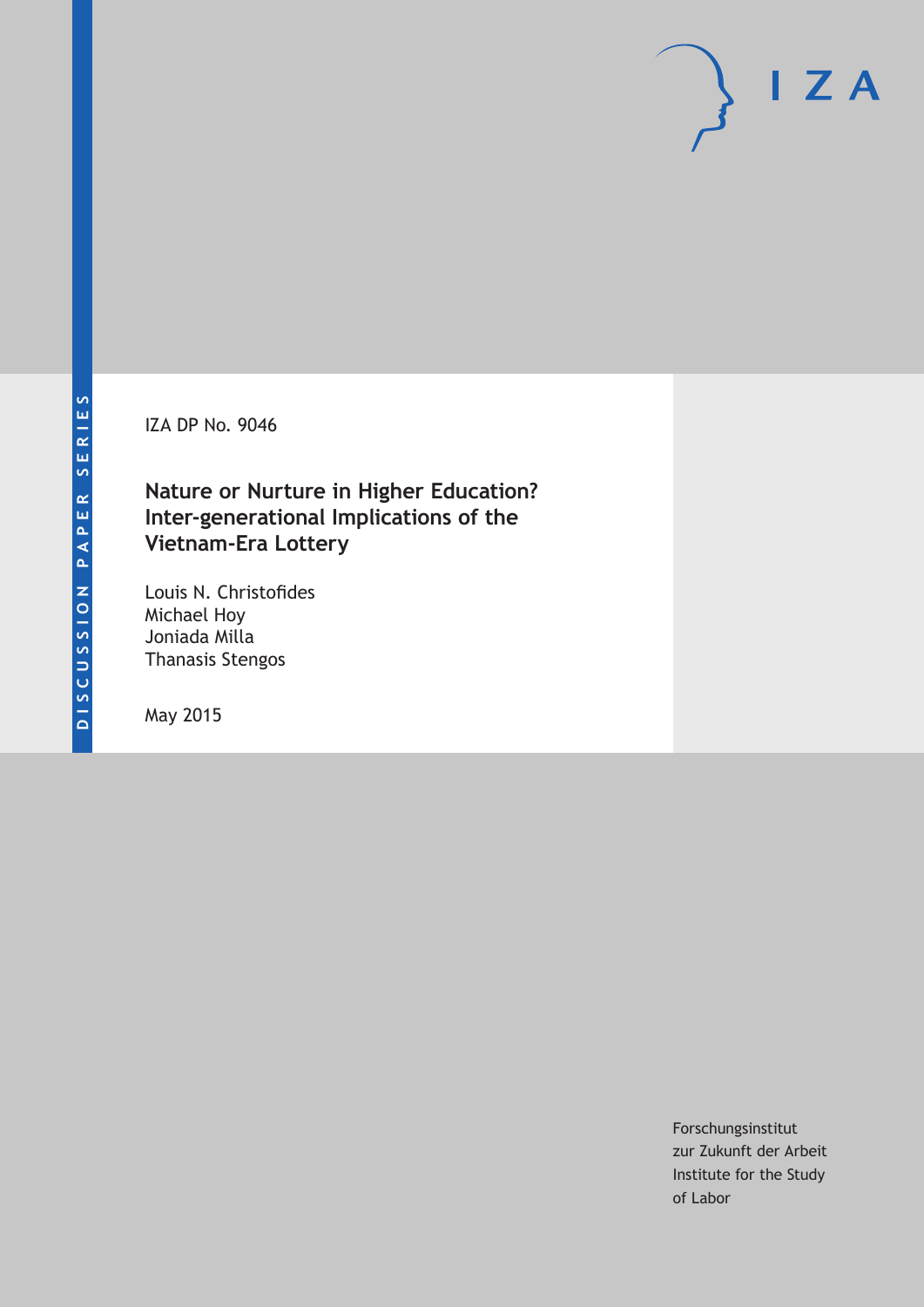DISCUSSION PAPER SERIES

IZA DP No. 9046

# Nature or Nurture in Higher Education? Inter-generational Implications of the Vietnam-Era Lottery

Louis N. Christofides
Michael Hoy
Joniada Milla
Thanasis Stengos

May 2015

Forschungsinstitut
zur Zukunft der Arbeit
Institute for the Study
of Labor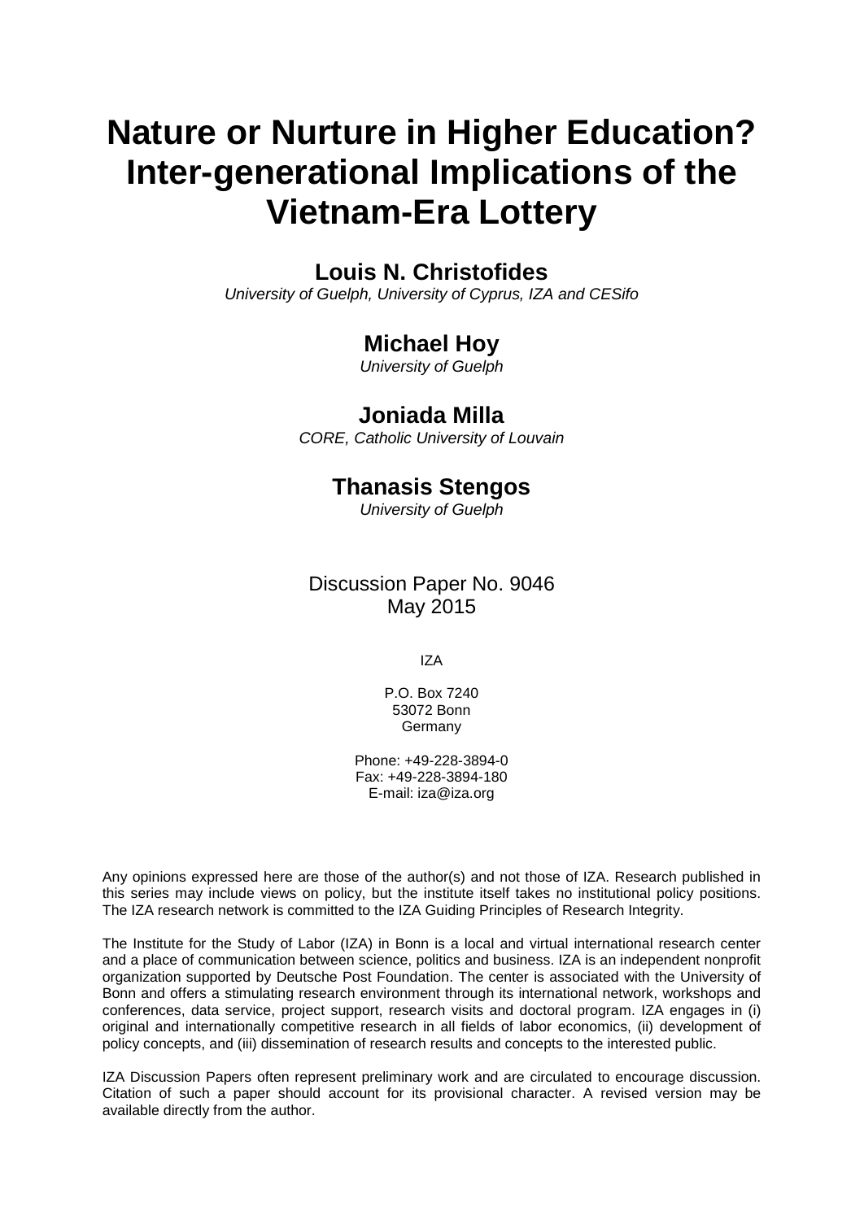# Nature or Nurture in Higher Education? Inter-generational Implications of the Vietnam-Era Lottery

**Louis N. Christofides**

*University of Guelph, University of Cyprus, IZA and CESifo*

**Michael Hoy**

*University of Guelph*

**Joniada Milla**

*CORE, Catholic University of Louvain*

**Thanasis Stengos**

*University of Guelph*

Discussion Paper No. 9046
May 2015

IZA

P.O. Box 7240
53072 Bonn
Germany

Phone: +49-228-3894-0
Fax: +49-228-3894-180
E-mail: iza@iza.org

Any opinions expressed here are those of the author(s) and not those of IZA. Research published in this series may include views on policy, but the institute itself takes no institutional policy positions. The IZA research network is committed to the IZA Guiding Principles of Research Integrity.

The Institute for the Study of Labor (IZA) in Bonn is a local and virtual international research center and a place of communication between science, politics and business. IZA is an independent nonprofit organization supported by Deutsche Post Foundation. The center is associated with the University of Bonn and offers a stimulating research environment through its international network, workshops and conferences, data service, project support, research visits and doctoral program. IZA engages in (i) original and internationally competitive research in all fields of labor economics, (ii) development of policy concepts, and (iii) dissemination of research results and concepts to the interested public.

IZA Discussion Papers often represent preliminary work and are circulated to encourage discussion. Citation of such a paper should account for its provisional character. A revised version may be available directly from the author.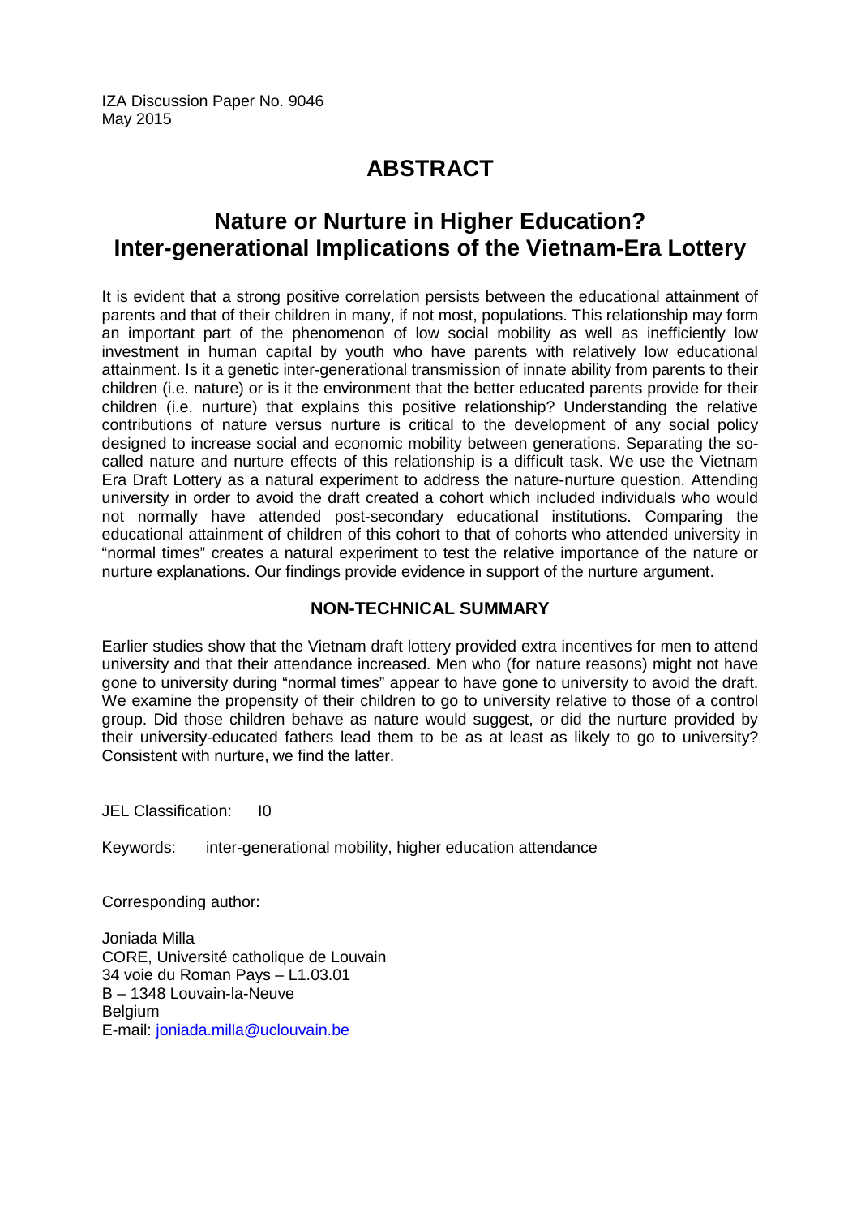IZA Discussion Paper No. 9046
May 2015

# ABSTRACT

## Nature or Nurture in Higher Education? Inter-generational Implications of the Vietnam-Era Lottery

It is evident that a strong positive correlation persists between the educational attainment of parents and that of their children in many, if not most, populations. This relationship may form an important part of the phenomenon of low social mobility as well as inefficiently low investment in human capital by youth who have parents with relatively low educational attainment. Is it a genetic inter-generational transmission of innate ability from parents to their children (i.e. nature) or is it the environment that the better educated parents provide for their children (i.e. nurture) that explains this positive relationship? Understanding the relative contributions of nature versus nurture is critical to the development of any social policy designed to increase social and economic mobility between generations. Separating the so-called nature and nurture effects of this relationship is a difficult task. We use the Vietnam Era Draft Lottery as a natural experiment to address the nature-nurture question. Attending university in order to avoid the draft created a cohort which included individuals who would not normally have attended post-secondary educational institutions. Comparing the educational attainment of children of this cohort to that of cohorts who attended university in "normal times" creates a natural experiment to test the relative importance of the nature or nurture explanations. Our findings provide evidence in support of the nurture argument.

### NON-TECHNICAL SUMMARY

Earlier studies show that the Vietnam draft lottery provided extra incentives for men to attend university and that their attendance increased. Men who (for nature reasons) might not have gone to university during "normal times" appear to have gone to university to avoid the draft. We examine the propensity of their children to go to university relative to those of a control group. Did those children behave as nature would suggest, or did the nurture provided by their university-educated fathers lead them to be as at least as likely to go to university? Consistent with nurture, we find the latter.

JEL Classification: I0

Keywords: inter-generational mobility, higher education attendance

Corresponding author:

Joniada Milla
CORE, Université catholique de Louvain
34 voie du Roman Pays – L1.03.01
B – 1348 Louvain-la-Neuve
Belgium
E-mail: joniada.milla@uclouvain.be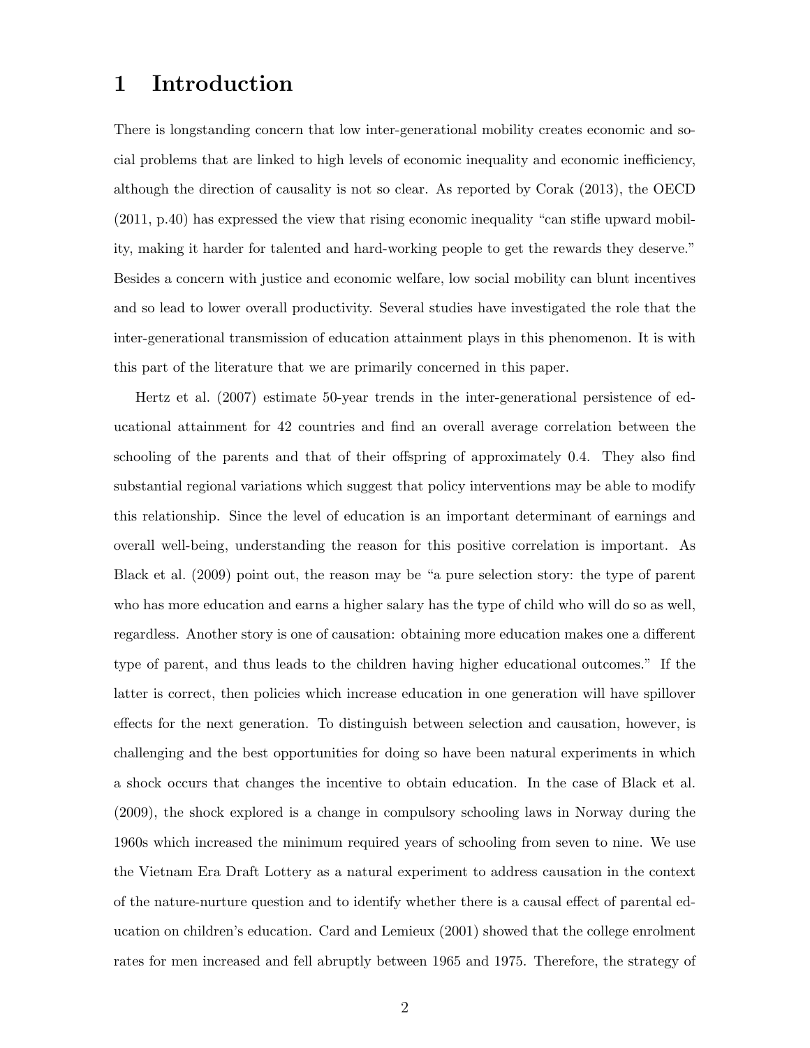# 1 Introduction

There is longstanding concern that low inter-generational mobility creates economic and social problems that are linked to high levels of economic inequality and economic inefficiency, although the direction of causality is not so clear. As reported by Corak (2013), the OECD (2011, p.40) has expressed the view that rising economic inequality "can stifle upward mobility, making it harder for talented and hard-working people to get the rewards they deserve." Besides a concern with justice and economic welfare, low social mobility can blunt incentives and so lead to lower overall productivity. Several studies have investigated the role that the inter-generational transmission of education attainment plays in this phenomenon. It is with this part of the literature that we are primarily concerned in this paper.

Hertz et al. (2007) estimate 50-year trends in the inter-generational persistence of educational attainment for 42 countries and find an overall average correlation between the schooling of the parents and that of their offspring of approximately 0.4. They also find substantial regional variations which suggest that policy interventions may be able to modify this relationship. Since the level of education is an important determinant of earnings and overall well-being, understanding the reason for this positive correlation is important. As Black et al. (2009) point out, the reason may be "a pure selection story: the type of parent who has more education and earns a higher salary has the type of child who will do so as well, regardless. Another story is one of causation: obtaining more education makes one a different type of parent, and thus leads to the children having higher educational outcomes." If the latter is correct, then policies which increase education in one generation will have spillover effects for the next generation. To distinguish between selection and causation, however, is challenging and the best opportunities for doing so have been natural experiments in which a shock occurs that changes the incentive to obtain education. In the case of Black et al. (2009), the shock explored is a change in compulsory schooling laws in Norway during the 1960s which increased the minimum required years of schooling from seven to nine. We use the Vietnam Era Draft Lottery as a natural experiment to address causation in the context of the nature-nurture question and to identify whether there is a causal effect of parental education on children's education. Card and Lemieux (2001) showed that the college enrolment rates for men increased and fell abruptly between 1965 and 1975. Therefore, the strategy of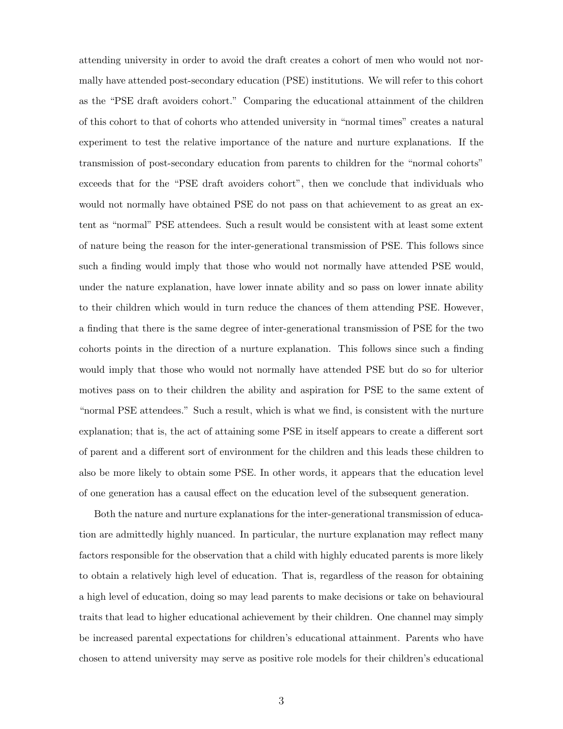attending university in order to avoid the draft creates a cohort of men who would not normally have attended post-secondary education (PSE) institutions. We will refer to this cohort as the "PSE draft avoiders cohort." Comparing the educational attainment of the children of this cohort to that of cohorts who attended university in "normal times" creates a natural experiment to test the relative importance of the nature and nurture explanations. If the transmission of post-secondary education from parents to children for the "normal cohorts" exceeds that for the "PSE draft avoiders cohort", then we conclude that individuals who would not normally have obtained PSE do not pass on that achievement to as great an extent as "normal" PSE attendees. Such a result would be consistent with at least some extent of nature being the reason for the inter-generational transmission of PSE. This follows since such a finding would imply that those who would not normally have attended PSE would, under the nature explanation, have lower innate ability and so pass on lower innate ability to their children which would in turn reduce the chances of them attending PSE. However, a finding that there is the same degree of inter-generational transmission of PSE for the two cohorts points in the direction of a nurture explanation. This follows since such a finding would imply that those who would not normally have attended PSE but do so for ulterior motives pass on to their children the ability and aspiration for PSE to the same extent of "normal PSE attendees." Such a result, which is what we find, is consistent with the nurture explanation; that is, the act of attaining some PSE in itself appears to create a different sort of parent and a different sort of environment for the children and this leads these children to also be more likely to obtain some PSE. In other words, it appears that the education level of one generation has a causal effect on the education level of the subsequent generation.

Both the nature and nurture explanations for the inter-generational transmission of education are admittedly highly nuanced. In particular, the nurture explanation may reflect many factors responsible for the observation that a child with highly educated parents is more likely to obtain a relatively high level of education. That is, regardless of the reason for obtaining a high level of education, doing so may lead parents to make decisions or take on behavioural traits that lead to higher educational achievement by their children. One channel may simply be increased parental expectations for children's educational attainment. Parents who have chosen to attend university may serve as positive role models for their children's educational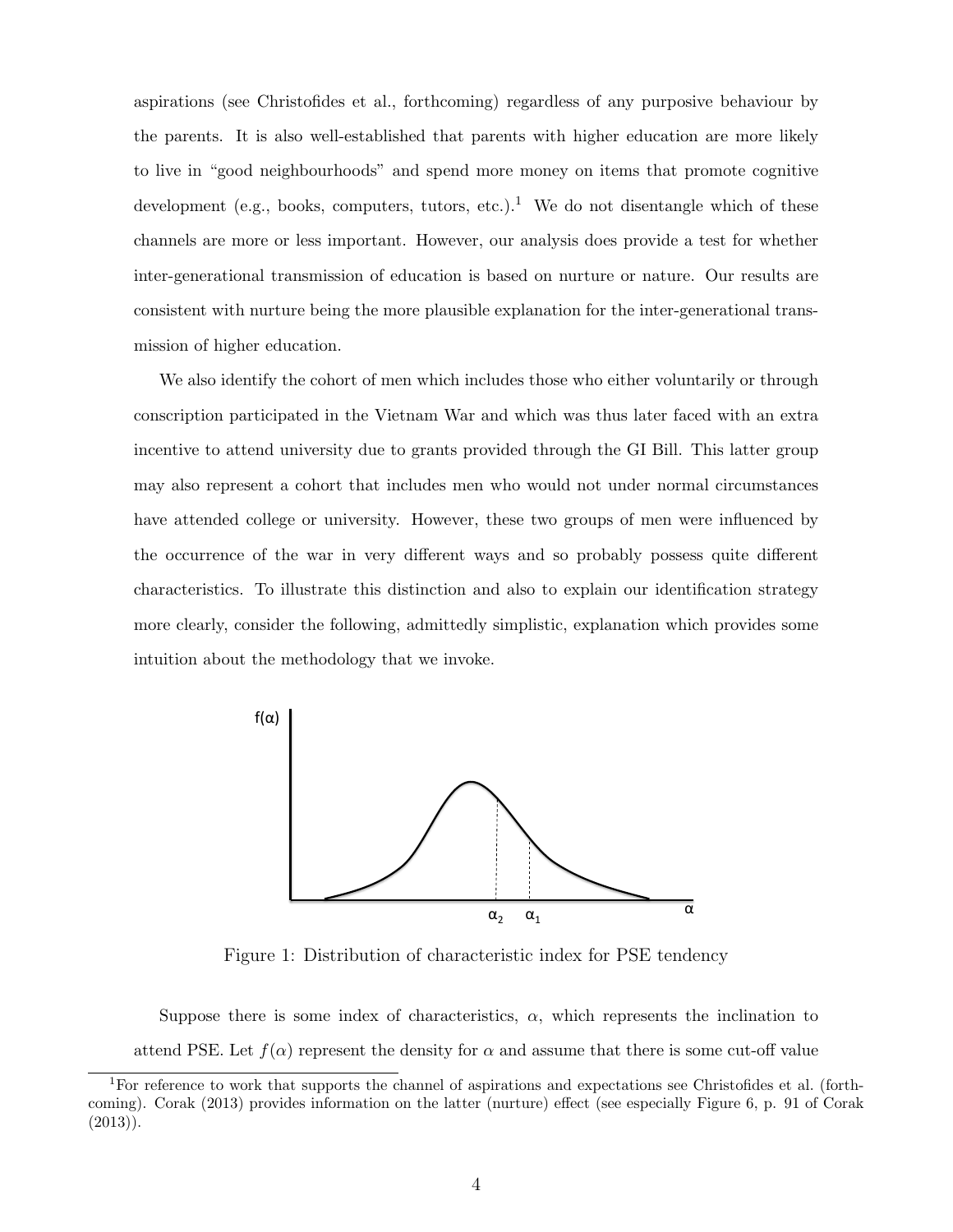aspirations (see Christofides et al., forthcoming) regardless of any purposive behaviour by the parents. It is also well-established that parents with higher education are more likely to live in "good neighbourhoods" and spend more money on items that promote cognitive development (e.g., books, computers, tutors, etc.).[1] We do not disentangle which of these channels are more or less important. However, our analysis does provide a test for whether inter-generational transmission of education is based on nurture or nature. Our results are consistent with nurture being the more plausible explanation for the inter-generational transmission of higher education.

We also identify the cohort of men which includes those who either voluntarily or through conscription participated in the Vietnam War and which was thus later faced with an extra incentive to attend university due to grants provided through the GI Bill. This latter group may also represent a cohort that includes men who would not under normal circumstances have attended college or university. However, these two groups of men were influenced by the occurrence of the war in very different ways and so probably possess quite different characteristics. To illustrate this distinction and also to explain our identification strategy more clearly, consider the following, admittedly simplistic, explanation which provides some intuition about the methodology that we invoke.

Figure 1: Distribution of characteristic index for PSE tendency

Suppose there is some index of characteristics, $\alpha$, which represents the inclination to attend PSE. Let $f(\alpha)$ represent the density for $\alpha$ and assume that there is some cut-off value

[1] For reference to work that supports the channel of aspirations and expectations see Christofides et al. (forthcoming). Corak (2013) provides information on the latter (nurture) effect (see especially Figure 6, p. 91 of Corak (2013)).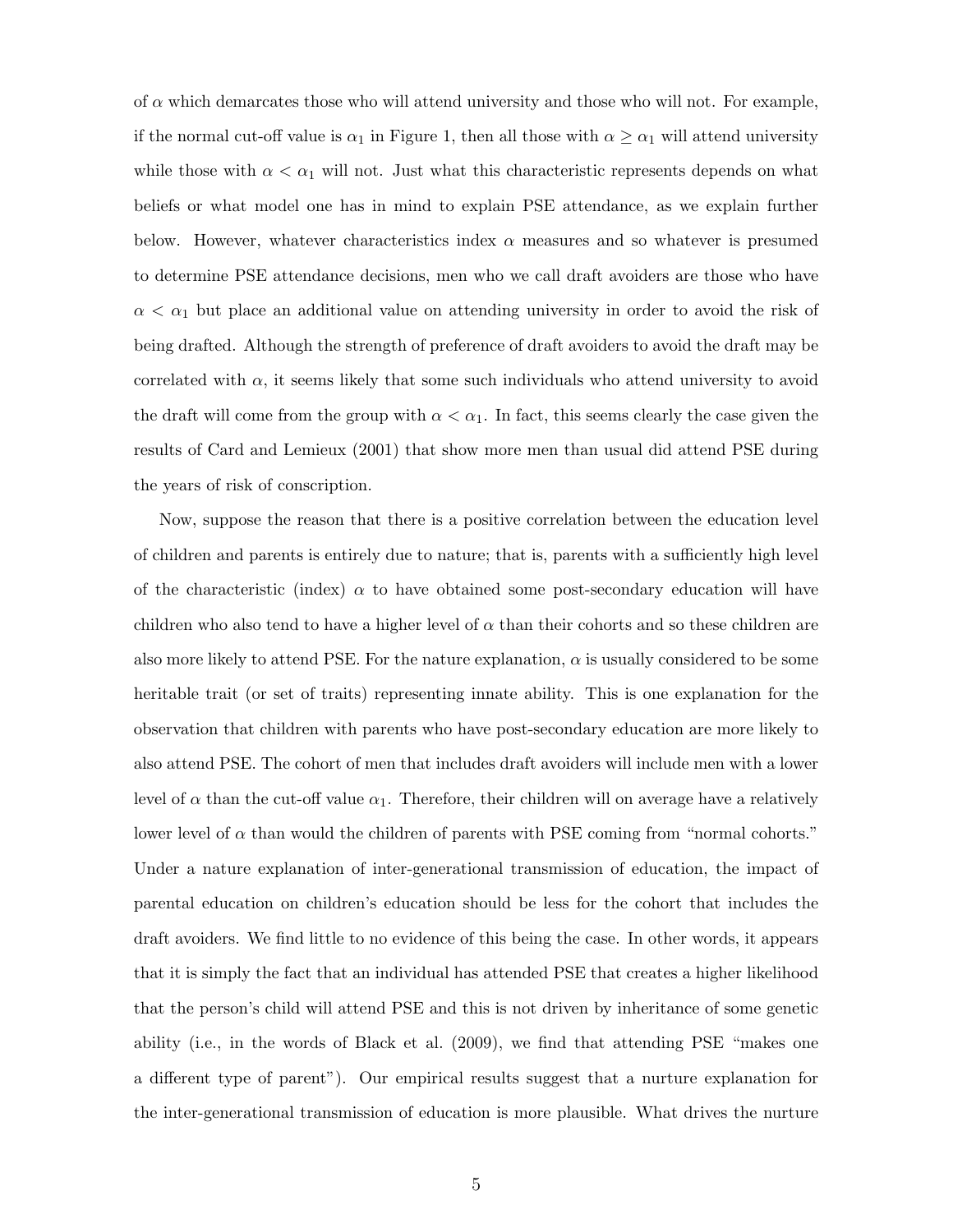of $\alpha$ which demarcates those who will attend university and those who will not. For example, if the normal cut-off value is $\alpha_1$ in Figure 1, then all those with $\alpha \geq \alpha_1$ will attend university while those with $\alpha < \alpha_1$ will not. Just what this characteristic represents depends on what beliefs or what model one has in mind to explain PSE attendance, as we explain further below. However, whatever characteristics index $\alpha$ measures and so whatever is presumed to determine PSE attendance decisions, men who we call draft avoiders are those who have $\alpha < \alpha_1$ but place an additional value on attending university in order to avoid the risk of being drafted. Although the strength of preference of draft avoiders to avoid the draft may be correlated with $\alpha$, it seems likely that some such individuals who attend university to avoid the draft will come from the group with $\alpha < \alpha_1$. In fact, this seems clearly the case given the results of Card and Lemieux (2001) that show more men than usual did attend PSE during the years of risk of conscription.

Now, suppose the reason that there is a positive correlation between the education level of children and parents is entirely due to nature; that is, parents with a sufficiently high level of the characteristic (index) $\alpha$ to have obtained some post-secondary education will have children who also tend to have a higher level of $\alpha$ than their cohorts and so these children are also more likely to attend PSE. For the nature explanation, $\alpha$ is usually considered to be some heritable trait (or set of traits) representing innate ability. This is one explanation for the observation that children with parents who have post-secondary education are more likely to also attend PSE. The cohort of men that includes draft avoiders will include men with a lower level of $\alpha$ than the cut-off value $\alpha_1$. Therefore, their children will on average have a relatively lower level of $\alpha$ than would the children of parents with PSE coming from "normal cohorts." Under a nature explanation of inter-generational transmission of education, the impact of parental education on children's education should be less for the cohort that includes the draft avoiders. We find little to no evidence of this being the case. In other words, it appears that it is simply the fact that an individual has attended PSE that creates a higher likelihood that the person's child will attend PSE and this is not driven by inheritance of some genetic ability (i.e., in the words of Black et al. (2009), we find that attending PSE "makes one a different type of parent"). Our empirical results suggest that a nurture explanation for the inter-generational transmission of education is more plausible. What drives the nurture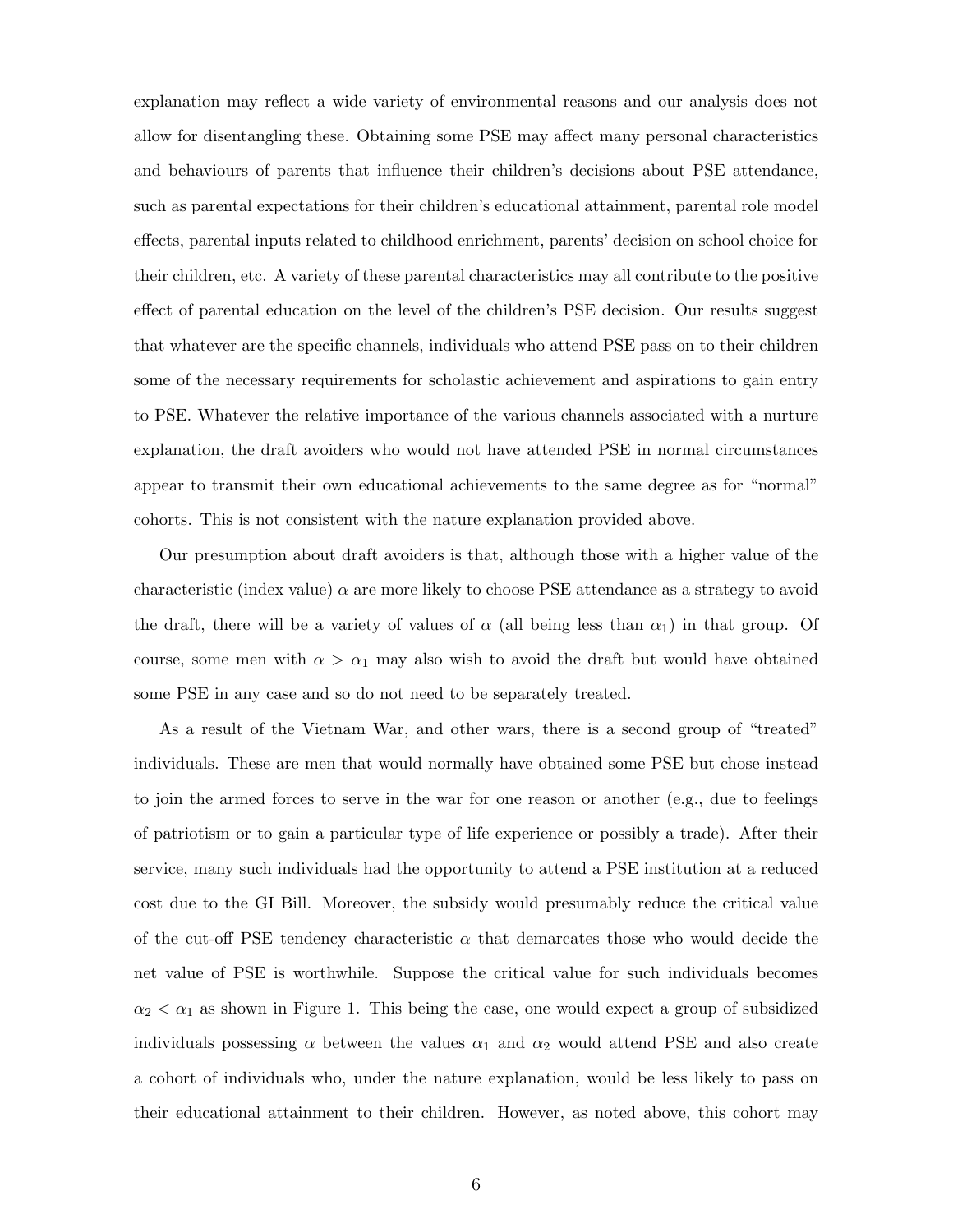explanation may reflect a wide variety of environmental reasons and our analysis does not allow for disentangling these. Obtaining some PSE may affect many personal characteristics and behaviours of parents that influence their children's decisions about PSE attendance, such as parental expectations for their children's educational attainment, parental role model effects, parental inputs related to childhood enrichment, parents' decision on school choice for their children, etc. A variety of these parental characteristics may all contribute to the positive effect of parental education on the level of the children's PSE decision. Our results suggest that whatever are the specific channels, individuals who attend PSE pass on to their children some of the necessary requirements for scholastic achievement and aspirations to gain entry to PSE. Whatever the relative importance of the various channels associated with a nurture explanation, the draft avoiders who would not have attended PSE in normal circumstances appear to transmit their own educational achievements to the same degree as for "normal" cohorts. This is not consistent with the nature explanation provided above.

Our presumption about draft avoiders is that, although those with a higher value of the characteristic (index value) $\alpha$ are more likely to choose PSE attendance as a strategy to avoid the draft, there will be a variety of values of $\alpha$ (all being less than $\alpha_1$) in that group. Of course, some men with $\alpha > \alpha_1$ may also wish to avoid the draft but would have obtained some PSE in any case and so do not need to be separately treated.

As a result of the Vietnam War, and other wars, there is a second group of "treated" individuals. These are men that would normally have obtained some PSE but chose instead to join the armed forces to serve in the war for one reason or another (e.g., due to feelings of patriotism or to gain a particular type of life experience or possibly a trade). After their service, many such individuals had the opportunity to attend a PSE institution at a reduced cost due to the GI Bill. Moreover, the subsidy would presumably reduce the critical value of the cut-off PSE tendency characteristic $\alpha$ that demarcates those who would decide the net value of PSE is worthwhile. Suppose the critical value for such individuals becomes $\alpha_2 < \alpha_1$ as shown in Figure 1. This being the case, one would expect a group of subsidized individuals possessing $\alpha$ between the values $\alpha_1$ and $\alpha_2$ would attend PSE and also create a cohort of individuals who, under the nature explanation, would be less likely to pass on their educational attainment to their children. However, as noted above, this cohort may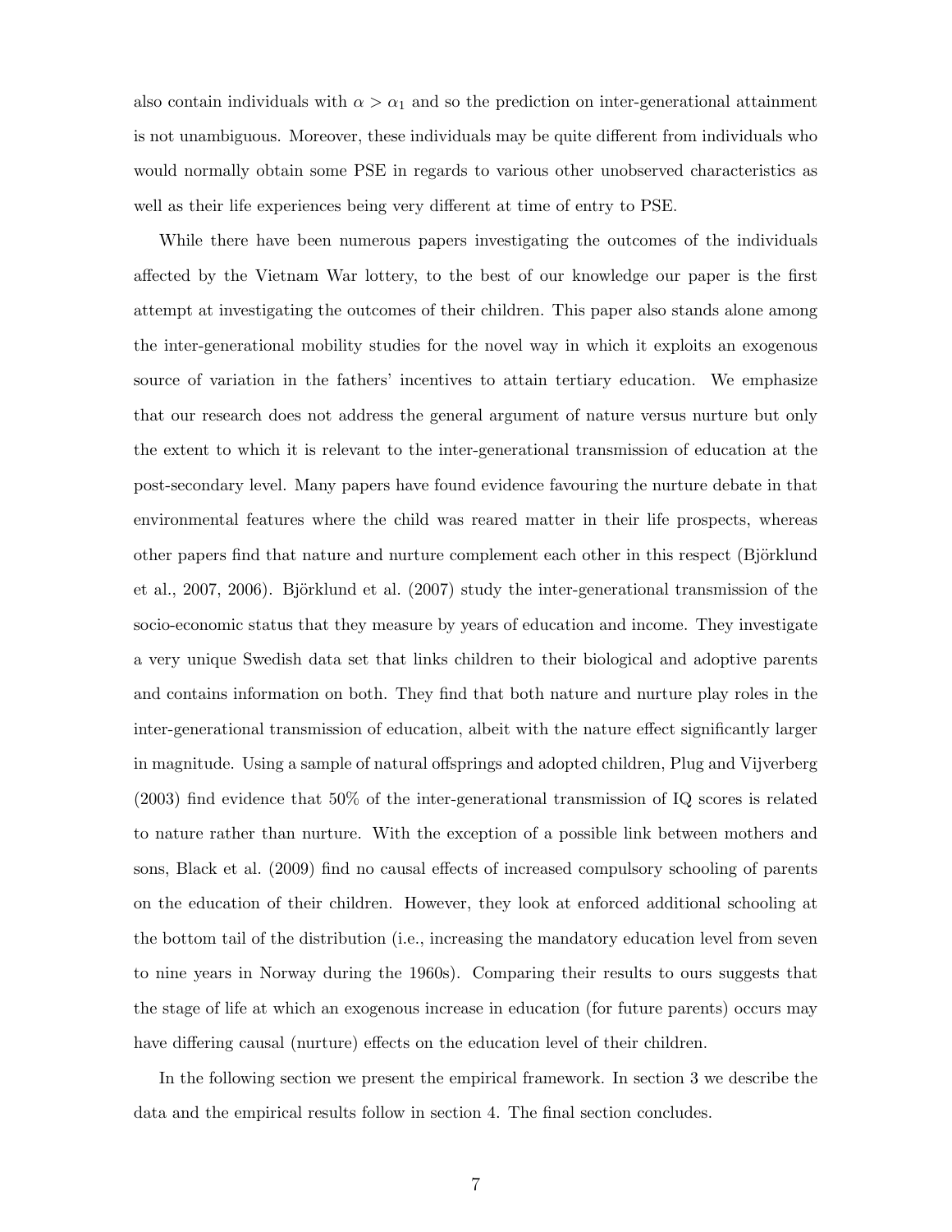also contain individuals with $\alpha > \alpha_1$ and so the prediction on inter-generational attainment is not unambiguous. Moreover, these individuals may be quite different from individuals who would normally obtain some PSE in regards to various other unobserved characteristics as well as their life experiences being very different at time of entry to PSE.

While there have been numerous papers investigating the outcomes of the individuals affected by the Vietnam War lottery, to the best of our knowledge our paper is the first attempt at investigating the outcomes of their children. This paper also stands alone among the inter-generational mobility studies for the novel way in which it exploits an exogenous source of variation in the fathers' incentives to attain tertiary education. We emphasize that our research does not address the general argument of nature versus nurture but only the extent to which it is relevant to the inter-generational transmission of education at the post-secondary level. Many papers have found evidence favouring the nurture debate in that environmental features where the child was reared matter in their life prospects, whereas other papers find that nature and nurture complement each other in this respect (Björklund et al., 2007, 2006). Björklund et al. (2007) study the inter-generational transmission of the socio-economic status that they measure by years of education and income. They investigate a very unique Swedish data set that links children to their biological and adoptive parents and contains information on both. They find that both nature and nurture play roles in the inter-generational transmission of education, albeit with the nature effect significantly larger in magnitude. Using a sample of natural offsprings and adopted children, Plug and Vijverberg (2003) find evidence that 50% of the inter-generational transmission of IQ scores is related to nature rather than nurture. With the exception of a possible link between mothers and sons, Black et al. (2009) find no causal effects of increased compulsory schooling of parents on the education of their children. However, they look at enforced additional schooling at the bottom tail of the distribution (i.e., increasing the mandatory education level from seven to nine years in Norway during the 1960s). Comparing their results to ours suggests that the stage of life at which an exogenous increase in education (for future parents) occurs may have differing causal (nurture) effects on the education level of their children.

In the following section we present the empirical framework. In section 3 we describe the data and the empirical results follow in section 4. The final section concludes.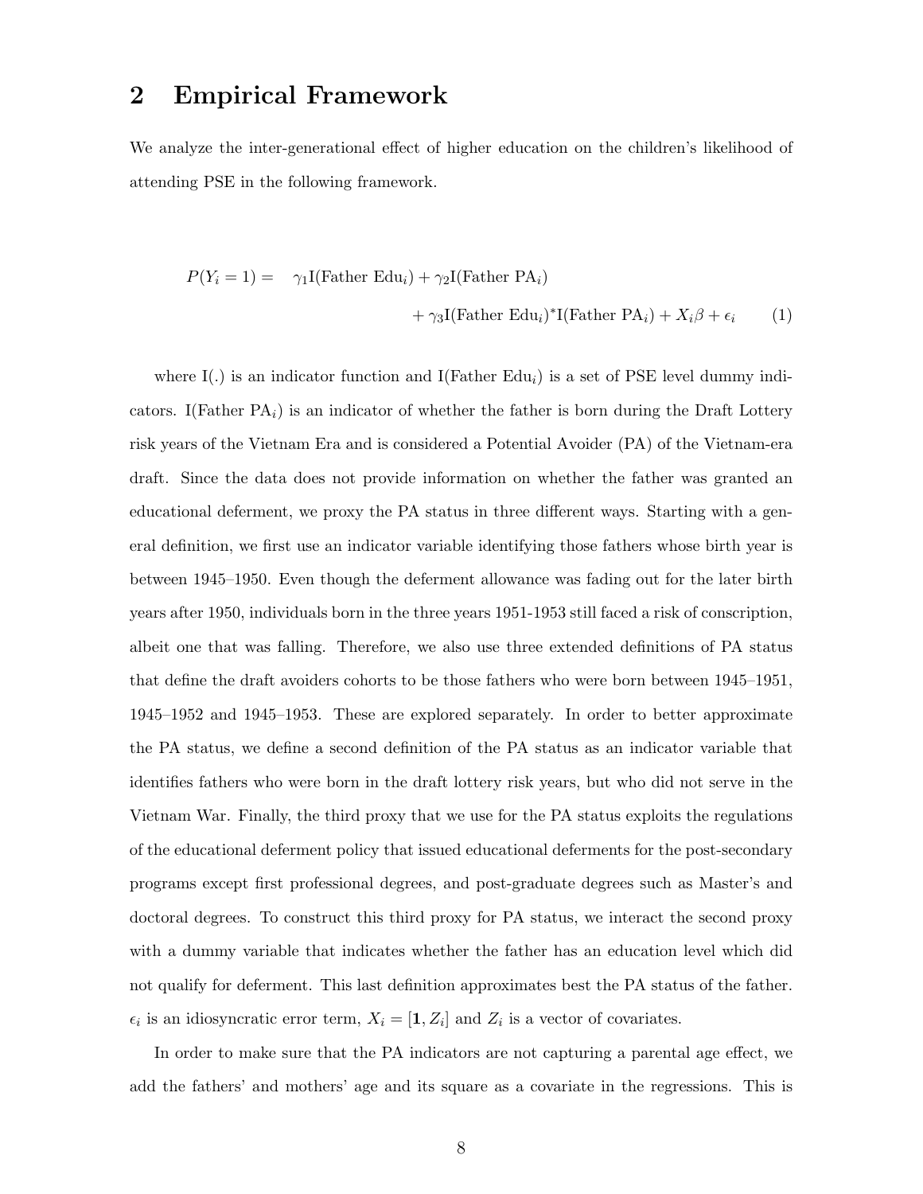## 2 Empirical Framework

We analyze the inter-generational effect of higher education on the children's likelihood of attending PSE in the following framework.

$$
\begin{aligned}
P(Y_i = 1) = \quad & \gamma_1 \text{I}(\text{Father Edu}_i) + \gamma_2 \text{I}(\text{Father PA}_i) \\
& + \gamma_3 \text{I}(\text{Father Edu}_i)^{*}\text{I}(\text{Father PA}_i) + X_i\beta + \epsilon_i \qquad (1)
\end{aligned}
$$

where I(.) is an indicator function and I(Father $\text{Edu}_i$) is a set of PSE level dummy indicators. I(Father $\text{PA}_i$) is an indicator of whether the father is born during the Draft Lottery risk years of the Vietnam Era and is considered a Potential Avoider (PA) of the Vietnam-era draft. Since the data does not provide information on whether the father was granted an educational deferment, we proxy the PA status in three different ways. Starting with a general definition, we first use an indicator variable identifying those fathers whose birth year is between 1945–1950. Even though the deferment allowance was fading out for the later birth years after 1950, individuals born in the three years 1951-1953 still faced a risk of conscription, albeit one that was falling. Therefore, we also use three extended definitions of PA status that define the draft avoiders cohorts to be those fathers who were born between 1945–1951, 1945–1952 and 1945–1953. These are explored separately. In order to better approximate the PA status, we define a second definition of the PA status as an indicator variable that identifies fathers who were born in the draft lottery risk years, but who did not serve in the Vietnam War. Finally, the third proxy that we use for the PA status exploits the regulations of the educational deferment policy that issued educational deferments for the post-secondary programs except first professional degrees, and post-graduate degrees such as Master's and doctoral degrees. To construct this third proxy for PA status, we interact the second proxy with a dummy variable that indicates whether the father has an education level which did not qualify for deferment. This last definition approximates best the PA status of the father. $\epsilon_i$ is an idiosyncratic error term, $X_i = [\mathbf{1}, Z_i]$ and $Z_i$ is a vector of covariates.

In order to make sure that the PA indicators are not capturing a parental age effect, we add the fathers' and mothers' age and its square as a covariate in the regressions. This is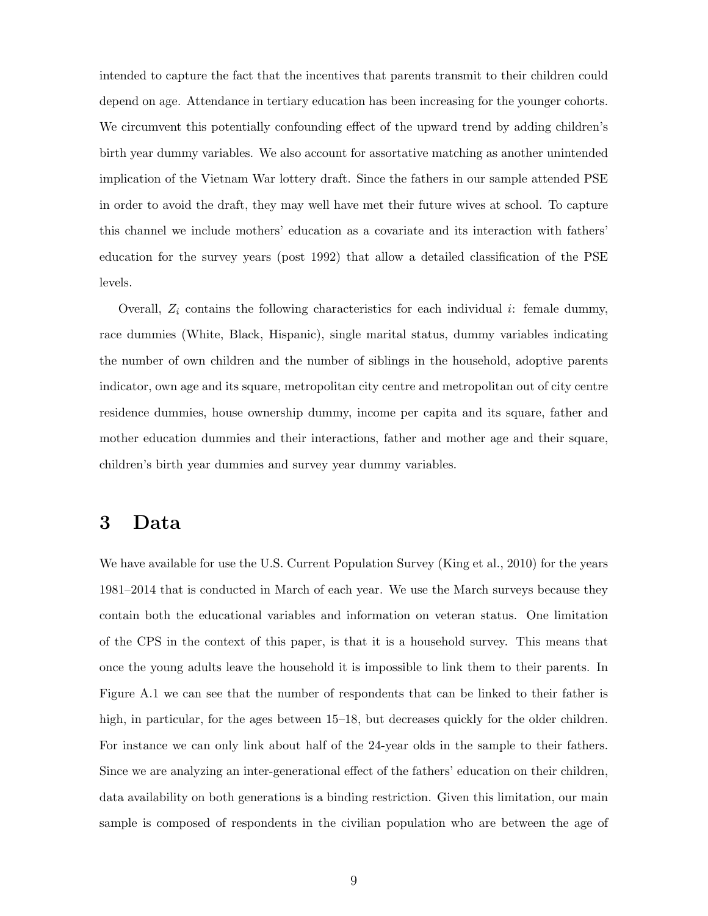intended to capture the fact that the incentives that parents transmit to their children could depend on age. Attendance in tertiary education has been increasing for the younger cohorts. We circumvent this potentially confounding effect of the upward trend by adding children's birth year dummy variables. We also account for assortative matching as another unintended implication of the Vietnam War lottery draft. Since the fathers in our sample attended PSE in order to avoid the draft, they may well have met their future wives at school. To capture this channel we include mothers' education as a covariate and its interaction with fathers' education for the survey years (post 1992) that allow a detailed classification of the PSE levels.

Overall, $Z_i$ contains the following characteristics for each individual $i$: female dummy, race dummies (White, Black, Hispanic), single marital status, dummy variables indicating the number of own children and the number of siblings in the household, adoptive parents indicator, own age and its square, metropolitan city centre and metropolitan out of city centre residence dummies, house ownership dummy, income per capita and its square, father and mother education dummies and their interactions, father and mother age and their square, children's birth year dummies and survey year dummy variables.

# 3 Data

We have available for use the U.S. Current Population Survey (King et al., 2010) for the years 1981–2014 that is conducted in March of each year. We use the March surveys because they contain both the educational variables and information on veteran status. One limitation of the CPS in the context of this paper, is that it is a household survey. This means that once the young adults leave the household it is impossible to link them to their parents. In Figure A.1 we can see that the number of respondents that can be linked to their father is high, in particular, for the ages between 15–18, but decreases quickly for the older children. For instance we can only link about half of the 24-year olds in the sample to their fathers. Since we are analyzing an inter-generational effect of the fathers' education on their children, data availability on both generations is a binding restriction. Given this limitation, our main sample is composed of respondents in the civilian population who are between the age of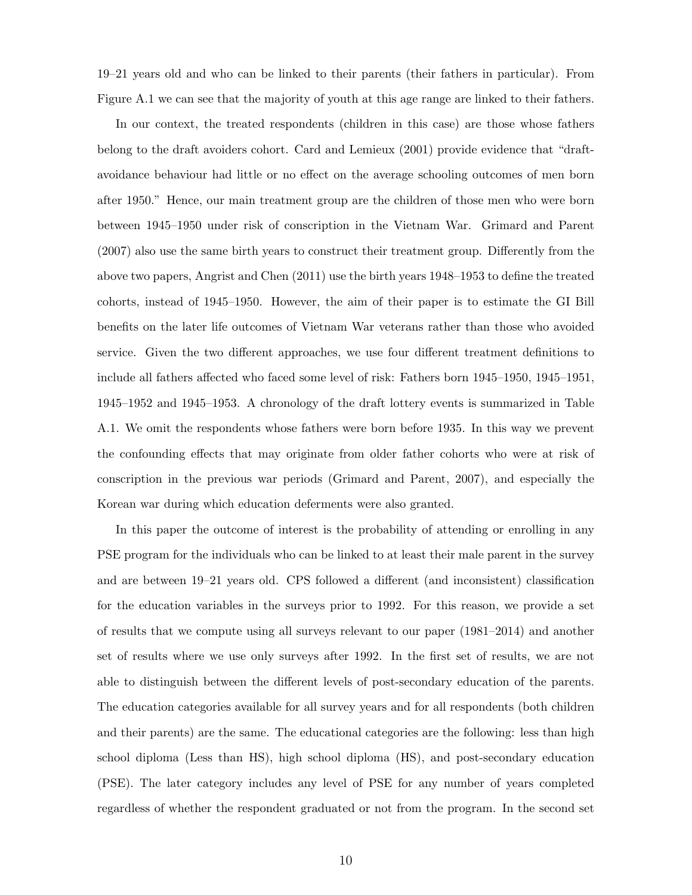19–21 years old and who can be linked to their parents (their fathers in particular). From Figure A.1 we can see that the majority of youth at this age range are linked to their fathers.

In our context, the treated respondents (children in this case) are those whose fathers belong to the draft avoiders cohort. Card and Lemieux (2001) provide evidence that "draft-avoidance behaviour had little or no effect on the average schooling outcomes of men born after 1950." Hence, our main treatment group are the children of those men who were born between 1945–1950 under risk of conscription in the Vietnam War. Grimard and Parent (2007) also use the same birth years to construct their treatment group. Differently from the above two papers, Angrist and Chen (2011) use the birth years 1948–1953 to define the treated cohorts, instead of 1945–1950. However, the aim of their paper is to estimate the GI Bill benefits on the later life outcomes of Vietnam War veterans rather than those who avoided service. Given the two different approaches, we use four different treatment definitions to include all fathers affected who faced some level of risk: Fathers born 1945–1950, 1945–1951, 1945–1952 and 1945–1953. A chronology of the draft lottery events is summarized in Table A.1. We omit the respondents whose fathers were born before 1935. In this way we prevent the confounding effects that may originate from older father cohorts who were at risk of conscription in the previous war periods (Grimard and Parent, 2007), and especially the Korean war during which education deferments were also granted.

In this paper the outcome of interest is the probability of attending or enrolling in any PSE program for the individuals who can be linked to at least their male parent in the survey and are between 19–21 years old. CPS followed a different (and inconsistent) classification for the education variables in the surveys prior to 1992. For this reason, we provide a set of results that we compute using all surveys relevant to our paper (1981–2014) and another set of results where we use only surveys after 1992. In the first set of results, we are not able to distinguish between the different levels of post-secondary education of the parents. The education categories available for all survey years and for all respondents (both children and their parents) are the same. The educational categories are the following: less than high school diploma (Less than HS), high school diploma (HS), and post-secondary education (PSE). The later category includes any level of PSE for any number of years completed regardless of whether the respondent graduated or not from the program. In the second set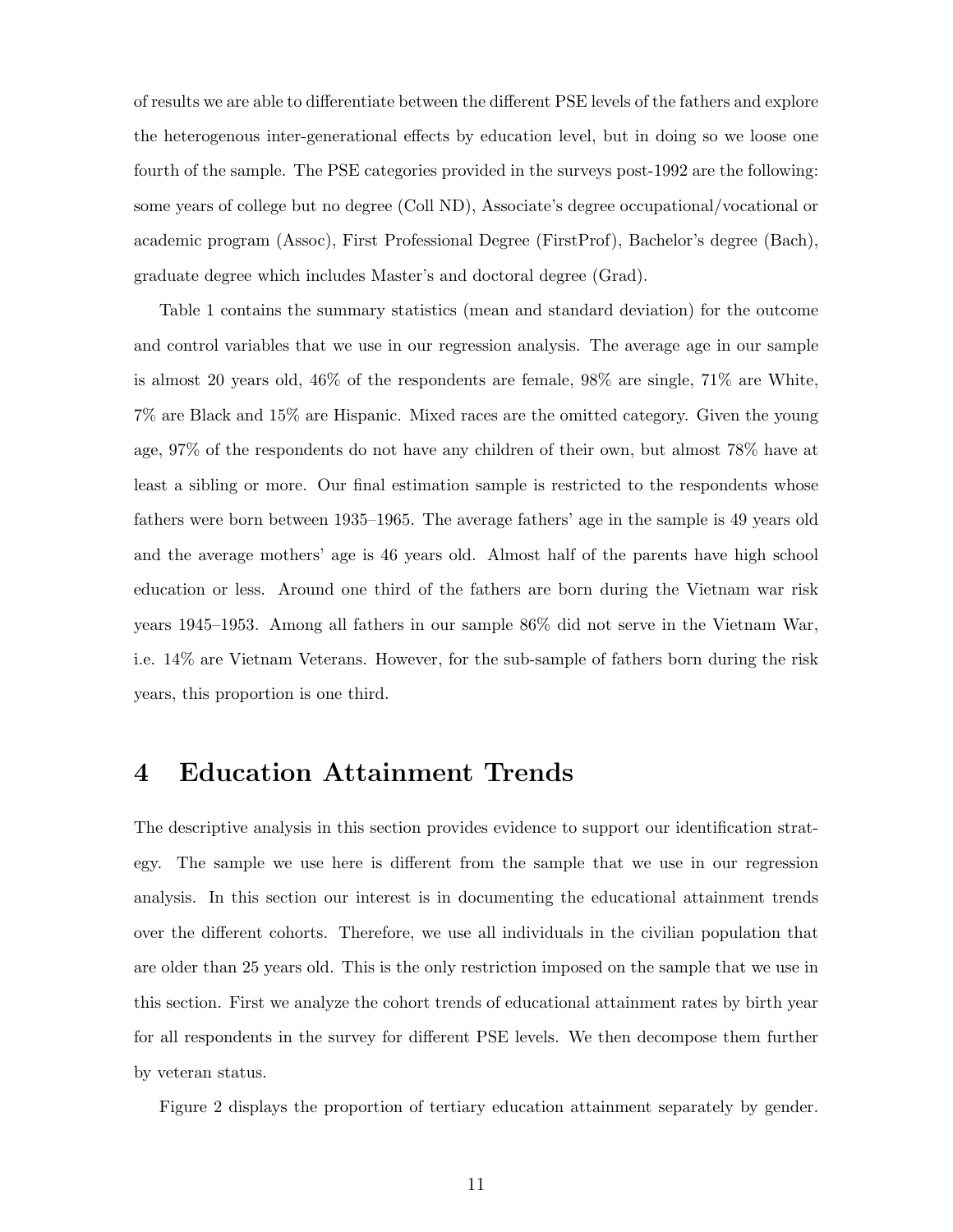of results we are able to differentiate between the different PSE levels of the fathers and explore the heterogenous inter-generational effects by education level, but in doing so we loose one fourth of the sample. The PSE categories provided in the surveys post-1992 are the following: some years of college but no degree (Coll ND), Associate's degree occupational/vocational or academic program (Assoc), First Professional Degree (FirstProf), Bachelor's degree (Bach), graduate degree which includes Master's and doctoral degree (Grad).

Table 1 contains the summary statistics (mean and standard deviation) for the outcome and control variables that we use in our regression analysis. The average age in our sample is almost 20 years old, 46% of the respondents are female, 98% are single, 71% are White, 7% are Black and 15% are Hispanic. Mixed races are the omitted category. Given the young age, 97% of the respondents do not have any children of their own, but almost 78% have at least a sibling or more. Our final estimation sample is restricted to the respondents whose fathers were born between 1935–1965. The average fathers' age in the sample is 49 years old and the average mothers' age is 46 years old. Almost half of the parents have high school education or less. Around one third of the fathers are born during the Vietnam war risk years 1945–1953. Among all fathers in our sample 86% did not serve in the Vietnam War, i.e. 14% are Vietnam Veterans. However, for the sub-sample of fathers born during the risk years, this proportion is one third.

# 4 Education Attainment Trends

The descriptive analysis in this section provides evidence to support our identification strategy. The sample we use here is different from the sample that we use in our regression analysis. In this section our interest is in documenting the educational attainment trends over the different cohorts. Therefore, we use all individuals in the civilian population that are older than 25 years old. This is the only restriction imposed on the sample that we use in this section. First we analyze the cohort trends of educational attainment rates by birth year for all respondents in the survey for different PSE levels. We then decompose them further by veteran status.

Figure 2 displays the proportion of tertiary education attainment separately by gender.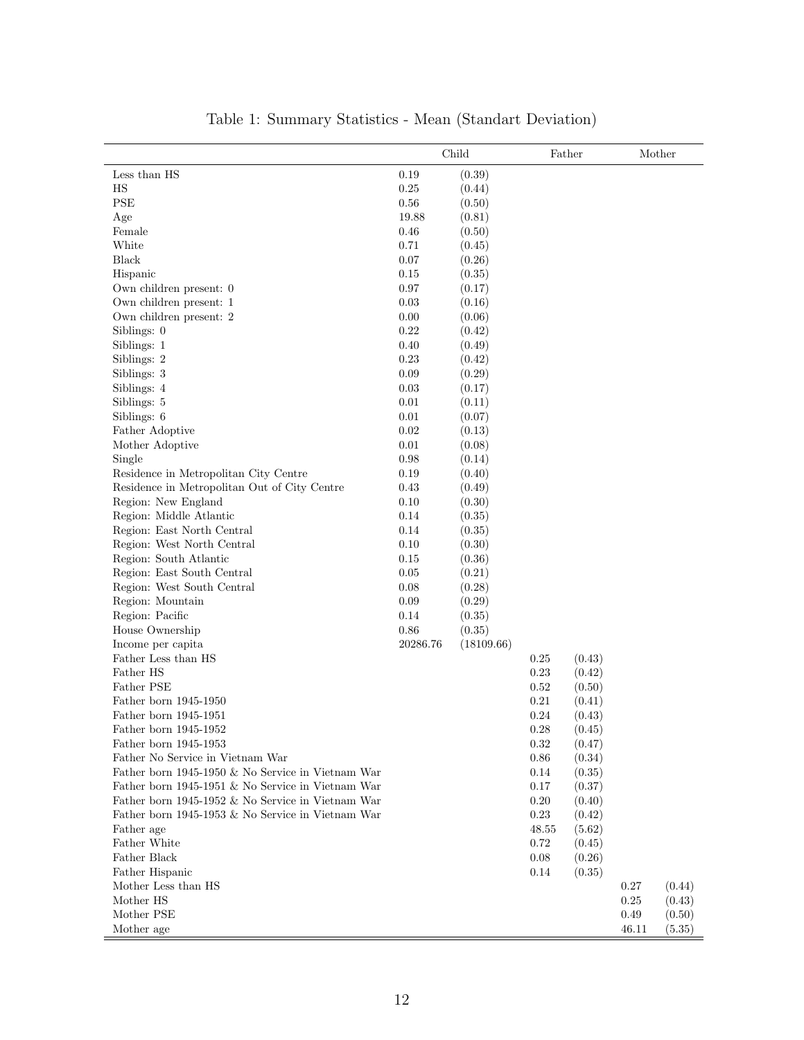Table 1: Summary Statistics - Mean (Standart Deviation)

| | Child | | Father | | Mother | |
|---|---|---|---|---|---|---|
| Less than HS | 0.19 | (0.39) | | | | |
| HS | 0.25 | (0.44) | | | | |
| PSE | 0.56 | (0.50) | | | | |
| Age | 19.88 | (0.81) | | | | |
| Female | 0.46 | (0.50) | | | | |
| White | 0.71 | (0.45) | | | | |
| Black | 0.07 | (0.26) | | | | |
| Hispanic | 0.15 | (0.35) | | | | |
| Own children present: 0 | 0.97 | (0.17) | | | | |
| Own children present: 1 | 0.03 | (0.16) | | | | |
| Own children present: 2 | 0.00 | (0.06) | | | | |
| Siblings: 0 | 0.22 | (0.42) | | | | |
| Siblings: 1 | 0.40 | (0.49) | | | | |
| Siblings: 2 | 0.23 | (0.42) | | | | |
| Siblings: 3 | 0.09 | (0.29) | | | | |
| Siblings: 4 | 0.03 | (0.17) | | | | |
| Siblings: 5 | 0.01 | (0.11) | | | | |
| Siblings: 6 | 0.01 | (0.07) | | | | |
| Father Adoptive | 0.02 | (0.13) | | | | |
| Mother Adoptive | 0.01 | (0.08) | | | | |
| Single | 0.98 | (0.14) | | | | |
| Residence in Metropolitan City Centre | 0.19 | (0.40) | | | | |
| Residence in Metropolitan Out of City Centre | 0.43 | (0.49) | | | | |
| Region: New England | 0.10 | (0.30) | | | | |
| Region: Middle Atlantic | 0.14 | (0.35) | | | | |
| Region: East North Central | 0.14 | (0.35) | | | | |
| Region: West North Central | 0.10 | (0.30) | | | | |
| Region: South Atlantic | 0.15 | (0.36) | | | | |
| Region: East South Central | 0.05 | (0.21) | | | | |
| Region: West South Central | 0.08 | (0.28) | | | | |
| Region: Mountain | 0.09 | (0.29) | | | | |
| Region: Pacific | 0.14 | (0.35) | | | | |
| House Ownership | 0.86 | (0.35) | | | | |
| Income per capita | 20286.76 | (18109.66) | | | | |
| Father Less than HS | | | 0.25 | (0.43) | | |
| Father HS | | | 0.23 | (0.42) | | |
| Father PSE | | | 0.52 | (0.50) | | |
| Father born 1945-1950 | | | 0.21 | (0.41) | | |
| Father born 1945-1951 | | | 0.24 | (0.43) | | |
| Father born 1945-1952 | | | 0.28 | (0.45) | | |
| Father born 1945-1953 | | | 0.32 | (0.47) | | |
| Father No Service in Vietnam War | | | 0.86 | (0.34) | | |
| Father born 1945-1950 & No Service in Vietnam War | | | 0.14 | (0.35) | | |
| Father born 1945-1951 & No Service in Vietnam War | | | 0.17 | (0.37) | | |
| Father born 1945-1952 & No Service in Vietnam War | | | 0.20 | (0.40) | | |
| Father born 1945-1953 & No Service in Vietnam War | | | 0.23 | (0.42) | | |
| Father age | | | 48.55 | (5.62) | | |
| Father White | | | 0.72 | (0.45) | | |
| Father Black | | | 0.08 | (0.26) | | |
| Father Hispanic | | | 0.14 | (0.35) | | |
| Mother Less than HS | | | | | 0.27 | (0.44) |
| Mother HS | | | | | 0.25 | (0.43) |
| Mother PSE | | | | | 0.49 | (0.50) |
| Mother age | | | | | 46.11 | (5.35) |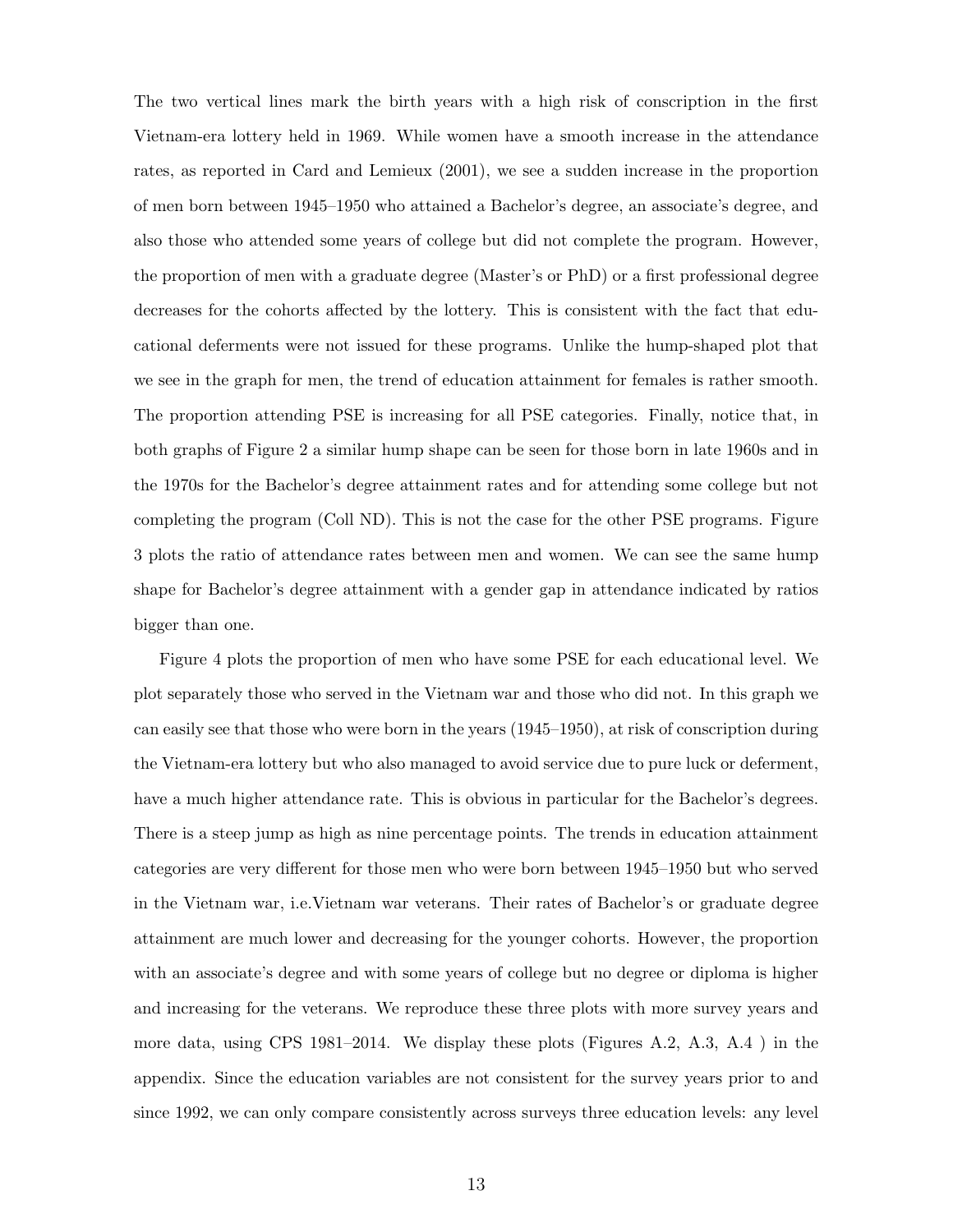The two vertical lines mark the birth years with a high risk of conscription in the first Vietnam-era lottery held in 1969. While women have a smooth increase in the attendance rates, as reported in Card and Lemieux (2001), we see a sudden increase in the proportion of men born between 1945–1950 who attained a Bachelor's degree, an associate's degree, and also those who attended some years of college but did not complete the program. However, the proportion of men with a graduate degree (Master's or PhD) or a first professional degree decreases for the cohorts affected by the lottery. This is consistent with the fact that educational deferments were not issued for these programs. Unlike the hump-shaped plot that we see in the graph for men, the trend of education attainment for females is rather smooth. The proportion attending PSE is increasing for all PSE categories. Finally, notice that, in both graphs of Figure 2 a similar hump shape can be seen for those born in late 1960s and in the 1970s for the Bachelor's degree attainment rates and for attending some college but not completing the program (Coll ND). This is not the case for the other PSE programs. Figure 3 plots the ratio of attendance rates between men and women. We can see the same hump shape for Bachelor's degree attainment with a gender gap in attendance indicated by ratios bigger than one.

Figure 4 plots the proportion of men who have some PSE for each educational level. We plot separately those who served in the Vietnam war and those who did not. In this graph we can easily see that those who were born in the years (1945–1950), at risk of conscription during the Vietnam-era lottery but who also managed to avoid service due to pure luck or deferment, have a much higher attendance rate. This is obvious in particular for the Bachelor's degrees. There is a steep jump as high as nine percentage points. The trends in education attainment categories are very different for those men who were born between 1945–1950 but who served in the Vietnam war, i.e.Vietnam war veterans. Their rates of Bachelor's or graduate degree attainment are much lower and decreasing for the younger cohorts. However, the proportion with an associate's degree and with some years of college but no degree or diploma is higher and increasing for the veterans. We reproduce these three plots with more survey years and more data, using CPS 1981–2014. We display these plots (Figures A.2, A.3, A.4 ) in the appendix. Since the education variables are not consistent for the survey years prior to and since 1992, we can only compare consistently across surveys three education levels: any level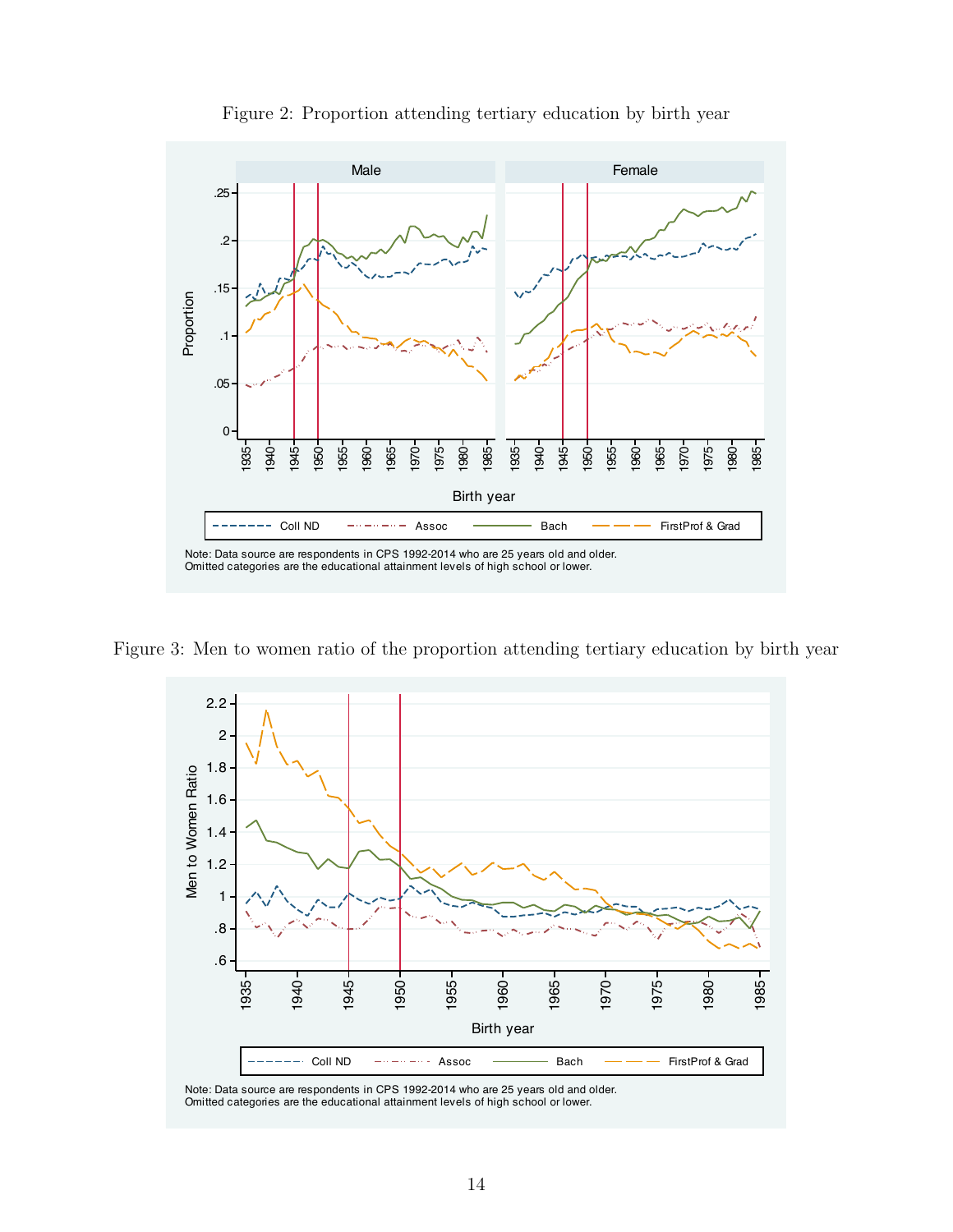Figure 2: Proportion attending tertiary education by birth year

Note: Data source are respondents in CPS 1992-2014 who are 25 years old and older.
Omitted categories are the educational attainment levels of high school or lower.

Figure 3: Men to women ratio of the proportion attending tertiary education by birth year

Note: Data source are respondents in CPS 1992-2014 who are 25 years old and older.
Omitted categories are the educational attainment levels of high school or lower.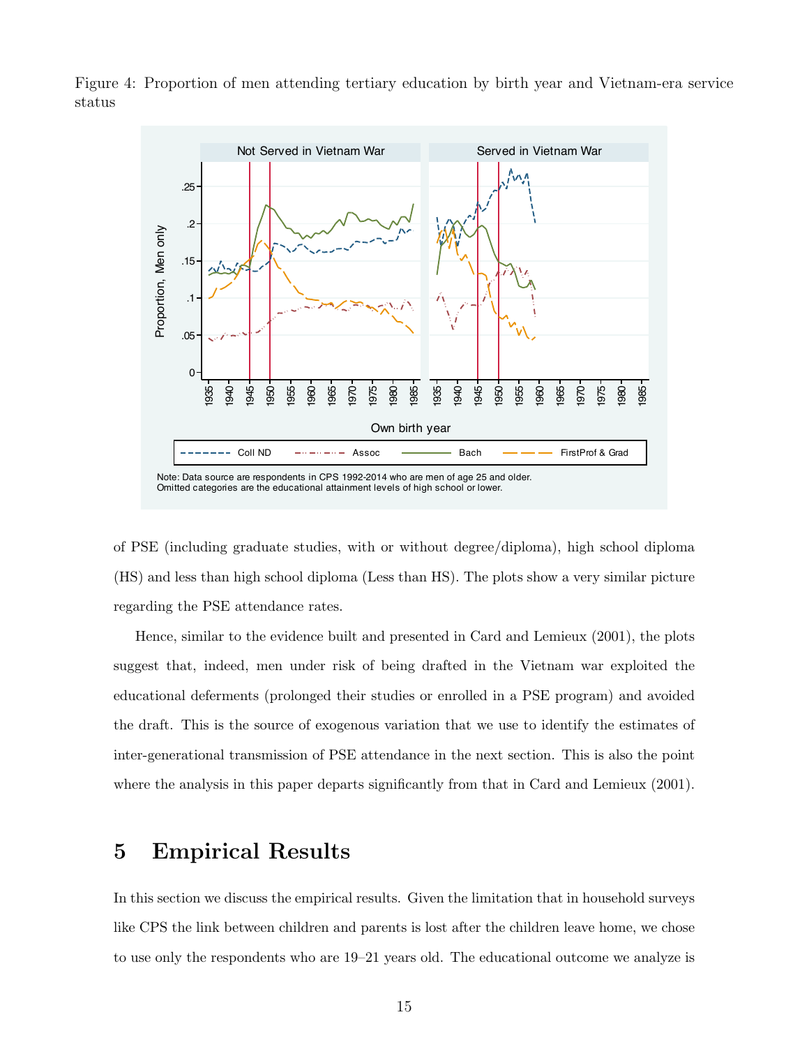Figure 4: Proportion of men attending tertiary education by birth year and Vietnam-era service status

Note: Data source are respondents in CPS 1992-2014 who are men of age 25 and older.
Omitted categories are the educational attainment levels of high school or lower.

of PSE (including graduate studies, with or without degree/diploma), high school diploma (HS) and less than high school diploma (Less than HS). The plots show a very similar picture regarding the PSE attendance rates.

Hence, similar to the evidence built and presented in Card and Lemieux (2001), the plots suggest that, indeed, men under risk of being drafted in the Vietnam war exploited the educational deferments (prolonged their studies or enrolled in a PSE program) and avoided the draft. This is the source of exogenous variation that we use to identify the estimates of inter-generational transmission of PSE attendance in the next section. This is also the point where the analysis in this paper departs significantly from that in Card and Lemieux (2001).

# 5 Empirical Results

In this section we discuss the empirical results. Given the limitation that in household surveys like CPS the link between children and parents is lost after the children leave home, we chose to use only the respondents who are 19–21 years old. The educational outcome we analyze is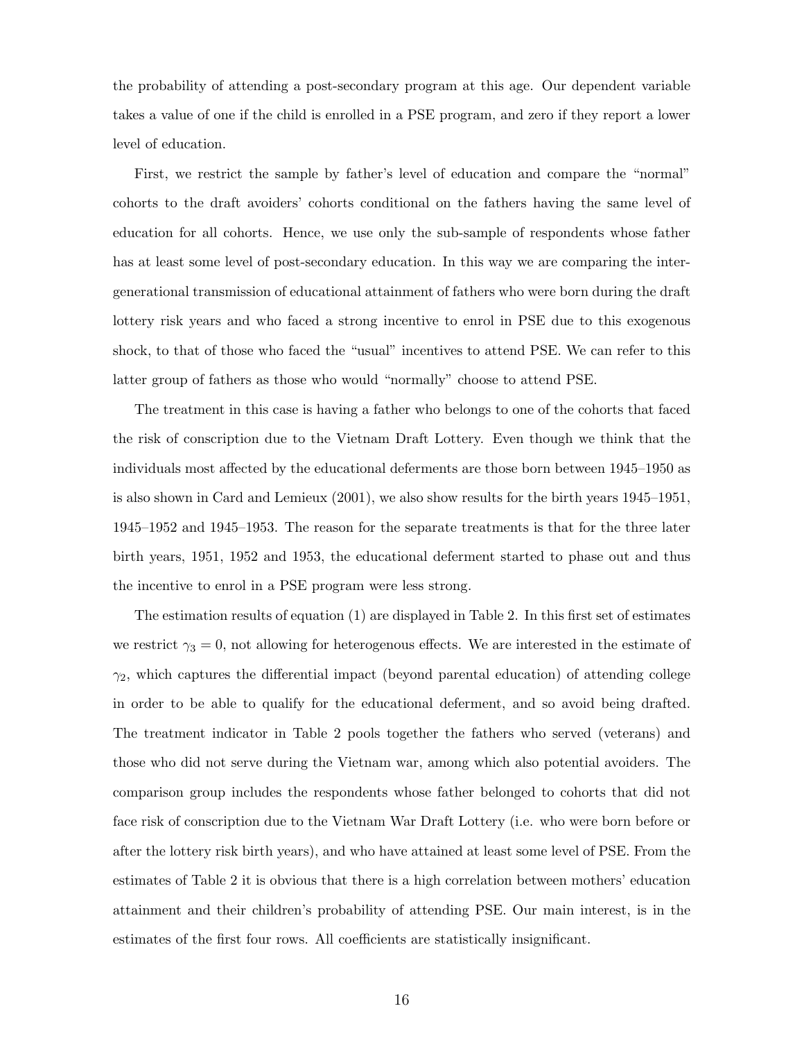the probability of attending a post-secondary program at this age. Our dependent variable takes a value of one if the child is enrolled in a PSE program, and zero if they report a lower level of education.

First, we restrict the sample by father's level of education and compare the "normal" cohorts to the draft avoiders' cohorts conditional on the fathers having the same level of education for all cohorts. Hence, we use only the sub-sample of respondents whose father has at least some level of post-secondary education. In this way we are comparing the intergenerational transmission of educational attainment of fathers who were born during the draft lottery risk years and who faced a strong incentive to enrol in PSE due to this exogenous shock, to that of those who faced the "usual" incentives to attend PSE. We can refer to this latter group of fathers as those who would "normally" choose to attend PSE.

The treatment in this case is having a father who belongs to one of the cohorts that faced the risk of conscription due to the Vietnam Draft Lottery. Even though we think that the individuals most affected by the educational deferments are those born between 1945–1950 as is also shown in Card and Lemieux (2001), we also show results for the birth years 1945–1951, 1945–1952 and 1945–1953. The reason for the separate treatments is that for the three later birth years, 1951, 1952 and 1953, the educational deferment started to phase out and thus the incentive to enrol in a PSE program were less strong.

The estimation results of equation (1) are displayed in Table 2. In this first set of estimates we restrict $\gamma_3 = 0$, not allowing for heterogenous effects. We are interested in the estimate of $\gamma_2$, which captures the differential impact (beyond parental education) of attending college in order to be able to qualify for the educational deferment, and so avoid being drafted. The treatment indicator in Table 2 pools together the fathers who served (veterans) and those who did not serve during the Vietnam war, among which also potential avoiders. The comparison group includes the respondents whose father belonged to cohorts that did not face risk of conscription due to the Vietnam War Draft Lottery (i.e. who were born before or after the lottery risk birth years), and who have attained at least some level of PSE. From the estimates of Table 2 it is obvious that there is a high correlation between mothers' education attainment and their children's probability of attending PSE. Our main interest, is in the estimates of the first four rows. All coefficients are statistically insignificant.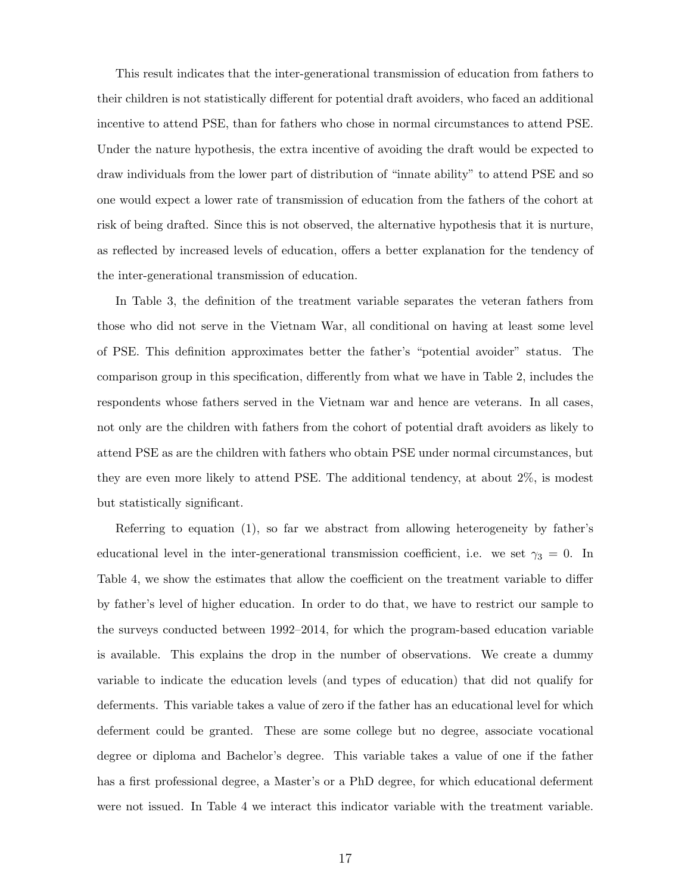This result indicates that the inter-generational transmission of education from fathers to their children is not statistically different for potential draft avoiders, who faced an additional incentive to attend PSE, than for fathers who chose in normal circumstances to attend PSE. Under the nature hypothesis, the extra incentive of avoiding the draft would be expected to draw individuals from the lower part of distribution of "innate ability" to attend PSE and so one would expect a lower rate of transmission of education from the fathers of the cohort at risk of being drafted. Since this is not observed, the alternative hypothesis that it is nurture, as reflected by increased levels of education, offers a better explanation for the tendency of the inter-generational transmission of education.

In Table 3, the definition of the treatment variable separates the veteran fathers from those who did not serve in the Vietnam War, all conditional on having at least some level of PSE. This definition approximates better the father's "potential avoider" status. The comparison group in this specification, differently from what we have in Table 2, includes the respondents whose fathers served in the Vietnam war and hence are veterans. In all cases, not only are the children with fathers from the cohort of potential draft avoiders as likely to attend PSE as are the children with fathers who obtain PSE under normal circumstances, but they are even more likely to attend PSE. The additional tendency, at about 2%, is modest but statistically significant.

Referring to equation (1), so far we abstract from allowing heterogeneity by father's educational level in the inter-generational transmission coefficient, i.e. we set $\gamma_3 = 0$. In Table 4, we show the estimates that allow the coefficient on the treatment variable to differ by father's level of higher education. In order to do that, we have to restrict our sample to the surveys conducted between 1992–2014, for which the program-based education variable is available. This explains the drop in the number of observations. We create a dummy variable to indicate the education levels (and types of education) that did not qualify for deferments. This variable takes a value of zero if the father has an educational level for which deferment could be granted. These are some college but no degree, associate vocational degree or diploma and Bachelor's degree. This variable takes a value of one if the father has a first professional degree, a Master's or a PhD degree, for which educational deferment were not issued. In Table 4 we interact this indicator variable with the treatment variable.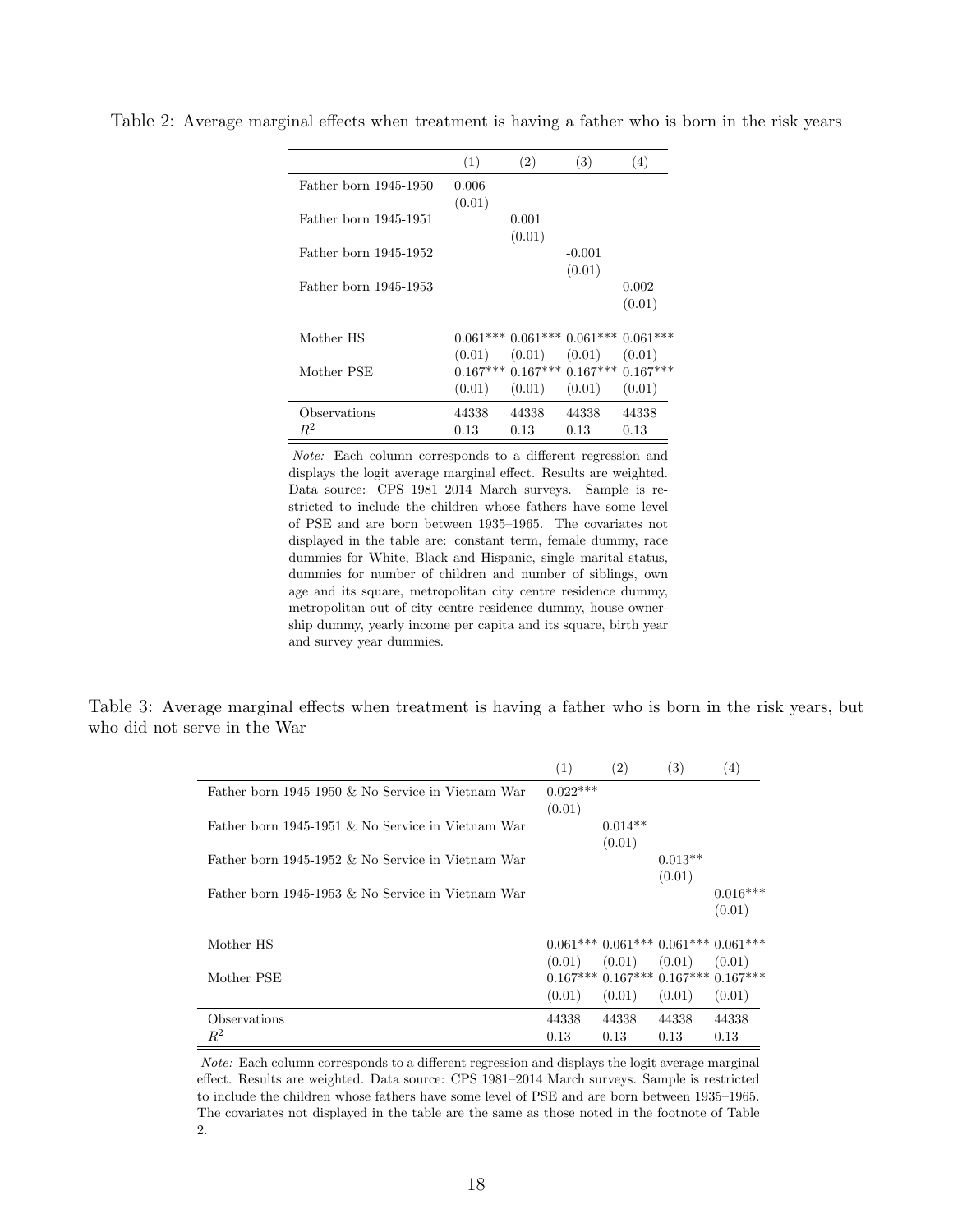Table 2: Average marginal effects when treatment is having a father who is born in the risk years

| | (1) | (2) | (3) | (4) |
|---|---|---|---|---|
| Father born 1945-1950 | 0.006 | | | |
| | (0.01) | | | |
| Father born 1945-1951 | | 0.001 | | |
| | | (0.01) | | |
| Father born 1945-1952 | | | -0.001 | |
| | | | (0.01) | |
| Father born 1945-1953 | | | | 0.002 |
| | | | | (0.01) |
| Mother HS | 0.061*** | 0.061*** | 0.061*** | 0.061*** |
| | (0.01) | (0.01) | (0.01) | (0.01) |
| Mother PSE | 0.167*** | 0.167*** | 0.167*** | 0.167*** |
| | (0.01) | (0.01) | (0.01) | (0.01) |
| Observations | 44338 | 44338 | 44338 | 44338 |
| $R^2$ | 0.13 | 0.13 | 0.13 | 0.13 |

*Note:* Each column corresponds to a different regression and displays the logit average marginal effect. Results are weighted. Data source: CPS 1981–2014 March surveys. Sample is restricted to include the children whose fathers have some level of PSE and are born between 1935–1965. The covariates not displayed in the table are: constant term, female dummy, race dummies for White, Black and Hispanic, single marital status, dummies for number of children and number of siblings, own age and its square, metropolitan city centre residence dummy, metropolitan out of city centre residence dummy, house ownership dummy, yearly income per capita and its square, birth year and survey year dummies.

Table 3: Average marginal effects when treatment is having a father who is born in the risk years, but who did not serve in the War

| | (1) | (2) | (3) | (4) |
|---|---|---|---|---|
| Father born 1945-1950 & No Service in Vietnam War | 0.022*** | | | |
| | (0.01) | | | |
| Father born 1945-1951 & No Service in Vietnam War | | 0.014** | | |
| | | (0.01) | | |
| Father born 1945-1952 & No Service in Vietnam War | | | 0.013** | |
| | | | (0.01) | |
| Father born 1945-1953 & No Service in Vietnam War | | | | 0.016*** |
| | | | | (0.01) |
| Mother HS | 0.061*** | 0.061*** | 0.061*** | 0.061*** |
| | (0.01) | (0.01) | (0.01) | (0.01) |
| Mother PSE | 0.167*** | 0.167*** | 0.167*** | 0.167*** |
| | (0.01) | (0.01) | (0.01) | (0.01) |
| Observations | 44338 | 44338 | 44338 | 44338 |
| $R^2$ | 0.13 | 0.13 | 0.13 | 0.13 |

*Note:* Each column corresponds to a different regression and displays the logit average marginal effect. Results are weighted. Data source: CPS 1981–2014 March surveys. Sample is restricted to include the children whose fathers have some level of PSE and are born between 1935–1965. The covariates not displayed in the table are the same as those noted in the footnote of Table 2.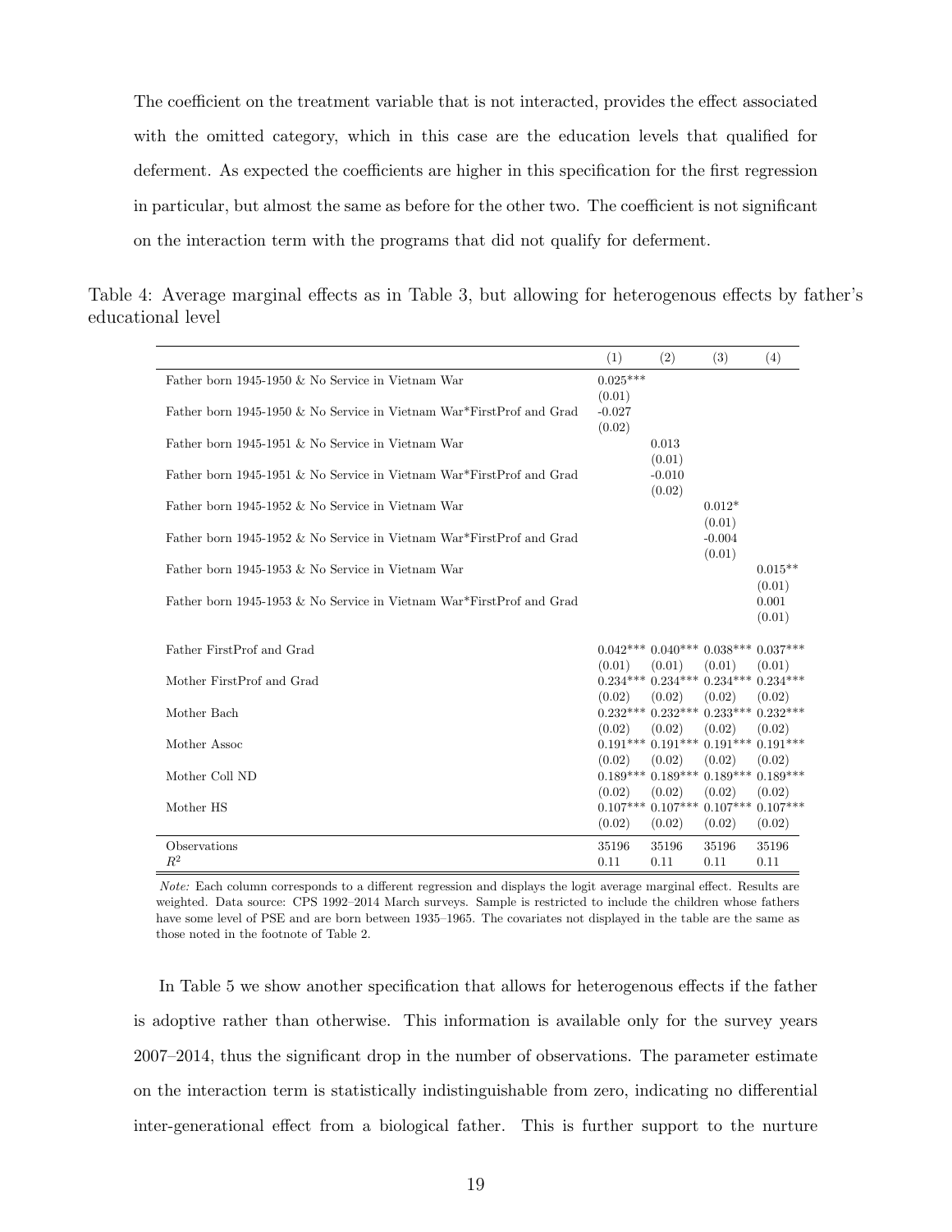The coefficient on the treatment variable that is not interacted, provides the effect associated with the omitted category, which in this case are the education levels that qualified for deferment. As expected the coefficients are higher in this specification for the first regression in particular, but almost the same as before for the other two. The coefficient is not significant on the interaction term with the programs that did not qualify for deferment.

Table 4: Average marginal effects as in Table 3, but allowing for heterogenous effects by father's educational level

| | (1) | (2) | (3) | (4) |
|---|---|---|---|---|
| Father born 1945-1950 & No Service in Vietnam War | 0.025*** | | | |
| | (0.01) | | | |
| Father born 1945-1950 & No Service in Vietnam War*FirstProf and Grad | -0.027 | | | |
| | (0.02) | | | |
| Father born 1945-1951 & No Service in Vietnam War | | 0.013 | | |
| | | (0.01) | | |
| Father born 1945-1951 & No Service in Vietnam War*FirstProf and Grad | | -0.010 | | |
| | | (0.02) | | |
| Father born 1945-1952 & No Service in Vietnam War | | | 0.012* | |
| | | | (0.01) | |
| Father born 1945-1952 & No Service in Vietnam War*FirstProf and Grad | | | -0.004 | |
| | | | (0.01) | |
| Father born 1945-1953 & No Service in Vietnam War | | | | 0.015** |
| | | | | (0.01) |
| Father born 1945-1953 & No Service in Vietnam War*FirstProf and Grad | | | | 0.001 |
| | | | | (0.01) |
| Father FirstProf and Grad | 0.042*** | 0.040*** | 0.038*** | 0.037*** |
| | (0.01) | (0.01) | (0.01) | (0.01) |
| Mother FirstProf and Grad | 0.234*** | 0.234*** | 0.234*** | 0.234*** |
| | (0.02) | (0.02) | (0.02) | (0.02) |
| Mother Bach | 0.232*** | 0.232*** | 0.233*** | 0.232*** |
| | (0.02) | (0.02) | (0.02) | (0.02) |
| Mother Assoc | 0.191*** | 0.191*** | 0.191*** | 0.191*** |
| | (0.02) | (0.02) | (0.02) | (0.02) |
| Mother Coll ND | 0.189*** | 0.189*** | 0.189*** | 0.189*** |
| | (0.02) | (0.02) | (0.02) | (0.02) |
| Mother HS | 0.107*** | 0.107*** | 0.107*** | 0.107*** |
| | (0.02) | (0.02) | (0.02) | (0.02) |
| Observations | 35196 | 35196 | 35196 | 35196 |
| $R^2$ | 0.11 | 0.11 | 0.11 | 0.11 |

*Note:* Each column corresponds to a different regression and displays the logit average marginal effect. Results are weighted. Data source: CPS 1992–2014 March surveys. Sample is restricted to include the children whose fathers have some level of PSE and are born between 1935–1965. The covariates not displayed in the table are the same as those noted in the footnote of Table 2.

In Table 5 we show another specification that allows for heterogenous effects if the father is adoptive rather than otherwise. This information is available only for the survey years 2007–2014, thus the significant drop in the number of observations. The parameter estimate on the interaction term is statistically indistinguishable from zero, indicating no differential inter-generational effect from a biological father. This is further support to the nurture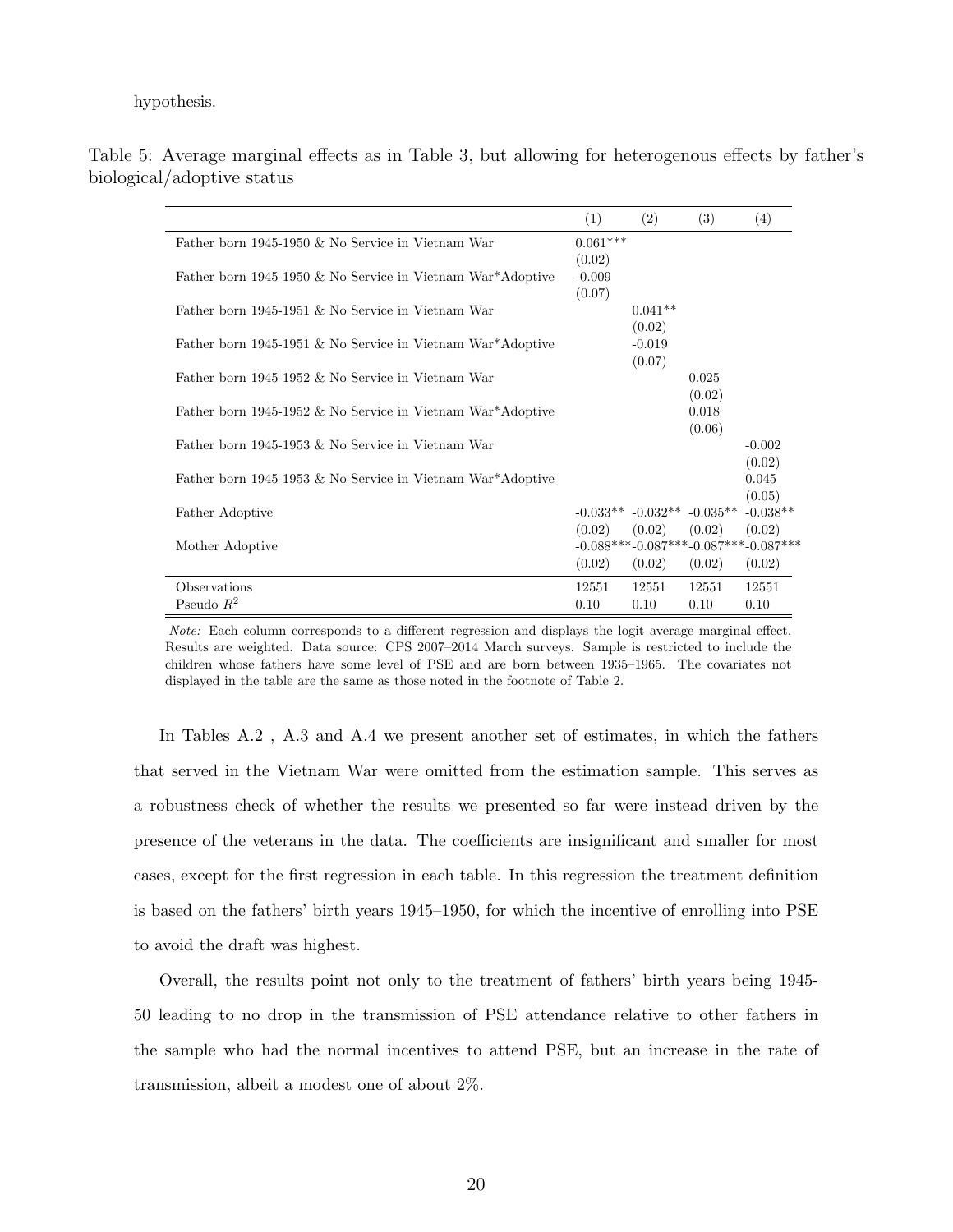hypothesis.

Table 5: Average marginal effects as in Table 3, but allowing for heterogenous effects by father's biological/adoptive status

| | (1) | (2) | (3) | (4) |
|---|---|---|---|---|
| Father born 1945-1950 & No Service in Vietnam War | 0.061*** | | | |
| | (0.02) | | | |
| Father born 1945-1950 & No Service in Vietnam War*Adoptive | -0.009 | | | |
| | (0.07) | | | |
| Father born 1945-1951 & No Service in Vietnam War | | 0.041** | | |
| | | (0.02) | | |
| Father born 1945-1951 & No Service in Vietnam War*Adoptive | | -0.019 | | |
| | | (0.07) | | |
| Father born 1945-1952 & No Service in Vietnam War | | | 0.025 | |
| | | | (0.02) | |
| Father born 1945-1952 & No Service in Vietnam War*Adoptive | | | 0.018 | |
| | | | (0.06) | |
| Father born 1945-1953 & No Service in Vietnam War | | | | -0.002 |
| | | | | (0.02) |
| Father born 1945-1953 & No Service in Vietnam War*Adoptive | | | | 0.045 |
| | | | | (0.05) |
| Father Adoptive | -0.033** | -0.032** | -0.035** | -0.038** |
| | (0.02) | (0.02) | (0.02) | (0.02) |
| Mother Adoptive | -0.088*** | -0.087*** | -0.087*** | -0.087*** |
| | (0.02) | (0.02) | (0.02) | (0.02) |
| Observations | 12551 | 12551 | 12551 | 12551 |
| Pseudo $R^2$ | 0.10 | 0.10 | 0.10 | 0.10 |

*Note:* Each column corresponds to a different regression and displays the logit average marginal effect. Results are weighted. Data source: CPS 2007–2014 March surveys. Sample is restricted to include the children whose fathers have some level of PSE and are born between 1935–1965. The covariates not displayed in the table are the same as those noted in the footnote of Table 2.

In Tables A.2 , A.3 and A.4 we present another set of estimates, in which the fathers that served in the Vietnam War were omitted from the estimation sample. This serves as a robustness check of whether the results we presented so far were instead driven by the presence of the veterans in the data. The coefficients are insignificant and smaller for most cases, except for the first regression in each table. In this regression the treatment definition is based on the fathers' birth years 1945–1950, for which the incentive of enrolling into PSE to avoid the draft was highest.

Overall, the results point not only to the treatment of fathers' birth years being 1945-50 leading to no drop in the transmission of PSE attendance relative to other fathers in the sample who had the normal incentives to attend PSE, but an increase in the rate of transmission, albeit a modest one of about 2%.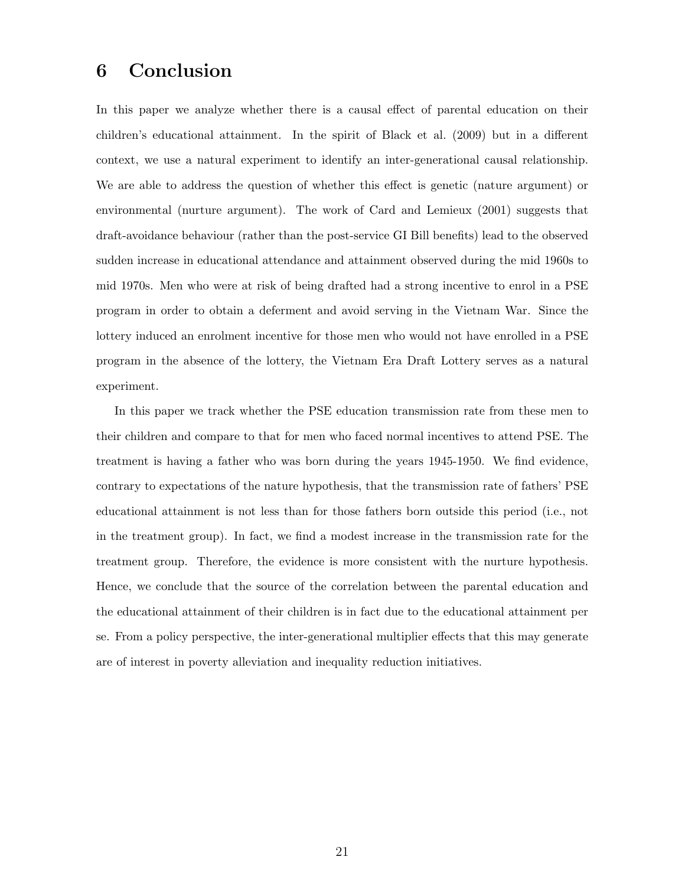# 6 Conclusion

In this paper we analyze whether there is a causal effect of parental education on their children's educational attainment. In the spirit of Black et al. (2009) but in a different context, we use a natural experiment to identify an inter-generational causal relationship. We are able to address the question of whether this effect is genetic (nature argument) or environmental (nurture argument). The work of Card and Lemieux (2001) suggests that draft-avoidance behaviour (rather than the post-service GI Bill benefits) lead to the observed sudden increase in educational attendance and attainment observed during the mid 1960s to mid 1970s. Men who were at risk of being drafted had a strong incentive to enrol in a PSE program in order to obtain a deferment and avoid serving in the Vietnam War. Since the lottery induced an enrolment incentive for those men who would not have enrolled in a PSE program in the absence of the lottery, the Vietnam Era Draft Lottery serves as a natural experiment.

In this paper we track whether the PSE education transmission rate from these men to their children and compare to that for men who faced normal incentives to attend PSE. The treatment is having a father who was born during the years 1945-1950. We find evidence, contrary to expectations of the nature hypothesis, that the transmission rate of fathers' PSE educational attainment is not less than for those fathers born outside this period (i.e., not in the treatment group). In fact, we find a modest increase in the transmission rate for the treatment group. Therefore, the evidence is more consistent with the nurture hypothesis. Hence, we conclude that the source of the correlation between the parental education and the educational attainment of their children is in fact due to the educational attainment per se. From a policy perspective, the inter-generational multiplier effects that this may generate are of interest in poverty alleviation and inequality reduction initiatives.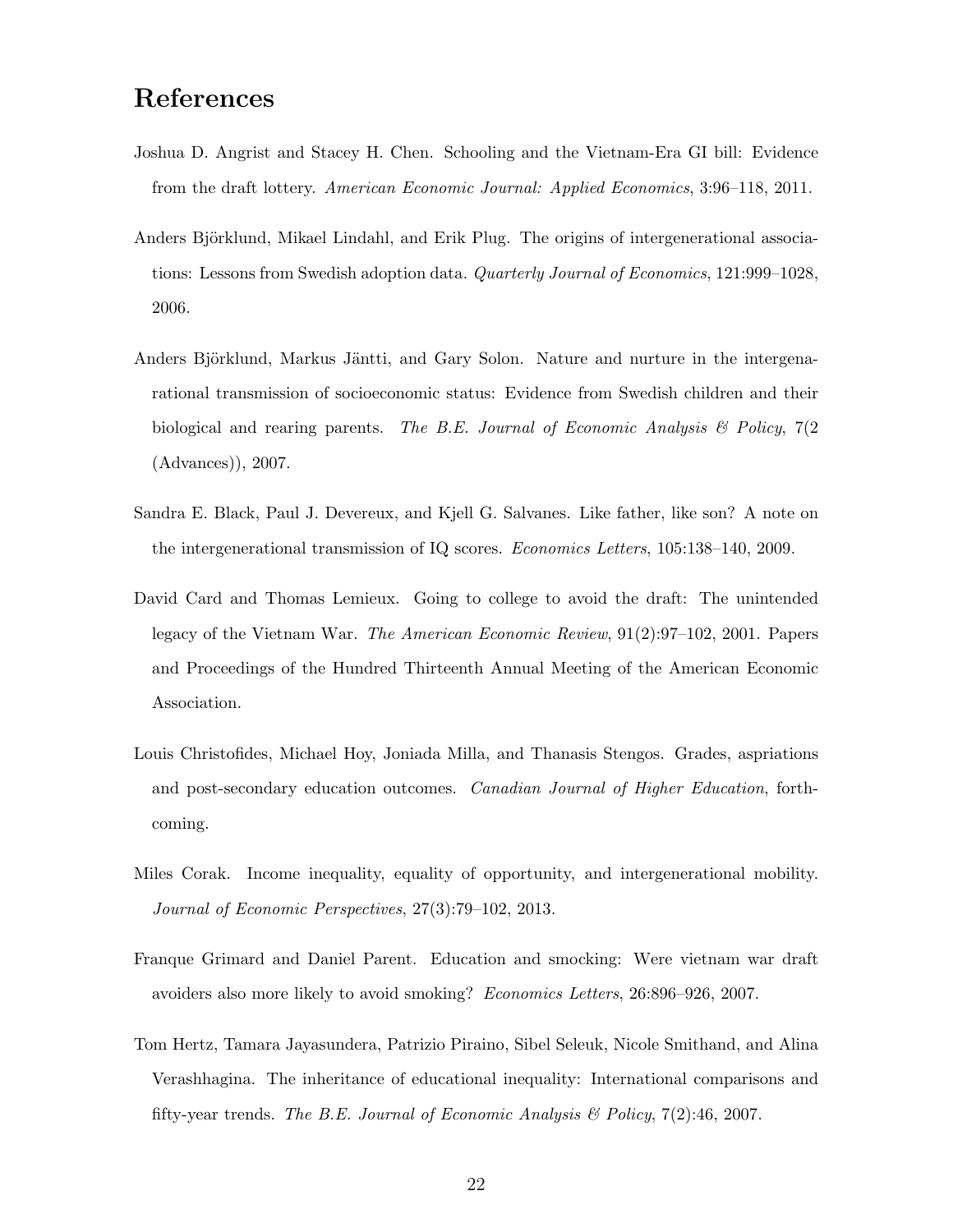# References

Joshua D. Angrist and Stacey H. Chen. Schooling and the Vietnam-Era GI bill: Evidence from the draft lottery. *American Economic Journal: Applied Economics*, 3:96–118, 2011.

Anders Björklund, Mikael Lindahl, and Erik Plug. The origins of intergenerational associations: Lessons from Swedish adoption data. *Quarterly Journal of Economics*, 121:999–1028, 2006.

Anders Björklund, Markus Jäntti, and Gary Solon. Nature and nurture in the intergenarational transmission of socioeconomic status: Evidence from Swedish children and their biological and rearing parents. *The B.E. Journal of Economic Analysis & Policy*, 7(2 (Advances)), 2007.

Sandra E. Black, Paul J. Devereux, and Kjell G. Salvanes. Like father, like son? A note on the intergenerational transmission of IQ scores. *Economics Letters*, 105:138–140, 2009.

David Card and Thomas Lemieux. Going to college to avoid the draft: The unintended legacy of the Vietnam War. *The American Economic Review*, 91(2):97–102, 2001. Papers and Proceedings of the Hundred Thirteenth Annual Meeting of the American Economic Association.

Louis Christofides, Michael Hoy, Joniada Milla, and Thanasis Stengos. Grades, aspriations and post-secondary education outcomes. *Canadian Journal of Higher Education*, forthcoming.

Miles Corak. Income inequality, equality of opportunity, and intergenerational mobility. *Journal of Economic Perspectives*, 27(3):79–102, 2013.

Franque Grimard and Daniel Parent. Education and smocking: Were vietnam war draft avoiders also more likely to avoid smoking? *Economics Letters*, 26:896–926, 2007.

Tom Hertz, Tamara Jayasundera, Patrizio Piraino, Sibel Seleuk, Nicole Smithand, and Alina Verashhagina. The inheritance of educational inequality: International comparisons and fifty-year trends. *The B.E. Journal of Economic Analysis & Policy*, 7(2):46, 2007.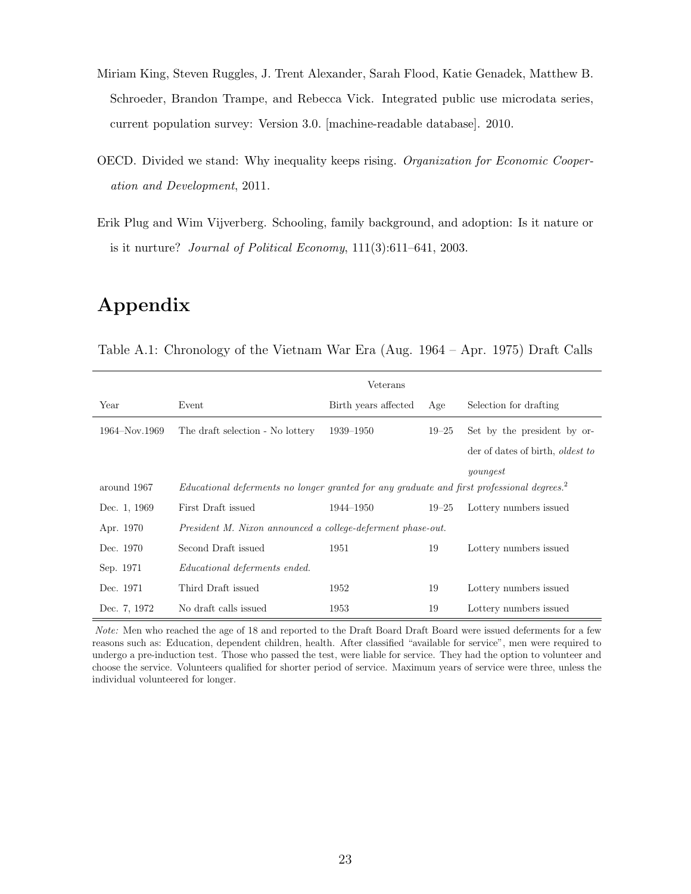Miriam King, Steven Ruggles, J. Trent Alexander, Sarah Flood, Katie Genadek, Matthew B. Schroeder, Brandon Trampe, and Rebecca Vick. Integrated public use microdata series, current population survey: Version 3.0. [machine-readable database]. 2010.

OECD. Divided we stand: Why inequality keeps rising. *Organization for Economic Cooperation and Development*, 2011.

Erik Plug and Wim Vijverberg. Schooling, family background, and adoption: Is it nature or is it nurture? *Journal of Political Economy*, 111(3):611–641, 2003.

# Appendix

Table A.1: Chronology of the Vietnam War Era (Aug. 1964 – Apr. 1975) Draft Calls

| | | Veterans | | |
|---|---|---|---|---|
| Year | Event | Birth years affected | Age | Selection for drafting |
| 1964–Nov.1969 | The draft selection - No lottery | 1939–1950 | 19–25 | Set by the president by order of dates of birth, *oldest to youngest* |
| around 1967 | *Educational deferments no longer granted for any graduate and first professional degrees.*[2] | | | |
| Dec. 1, 1969 | First Draft issued | 1944–1950 | 19–25 | Lottery numbers issued |
| Apr. 1970 | *President M. Nixon announced a college-deferment phase-out.* | | | |
| Dec. 1970 | Second Draft issued | 1951 | 19 | Lottery numbers issued |
| Sep. 1971 | *Educational deferments ended.* | | | |
| Dec. 1971 | Third Draft issued | 1952 | 19 | Lottery numbers issued |
| Dec. 7, 1972 | No draft calls issued | 1953 | 19 | Lottery numbers issued |

*Note:* Men who reached the age of 18 and reported to the Draft Board Draft Board were issued deferments for a few reasons such as: Education, dependent children, health. After classified "available for service", men were required to undergo a pre-induction test. Those who passed the test, were liable for service. They had the option to volunteer and choose the service. Volunteers qualified for shorter period of service. Maximum years of service were three, unless the individual volunteered for longer.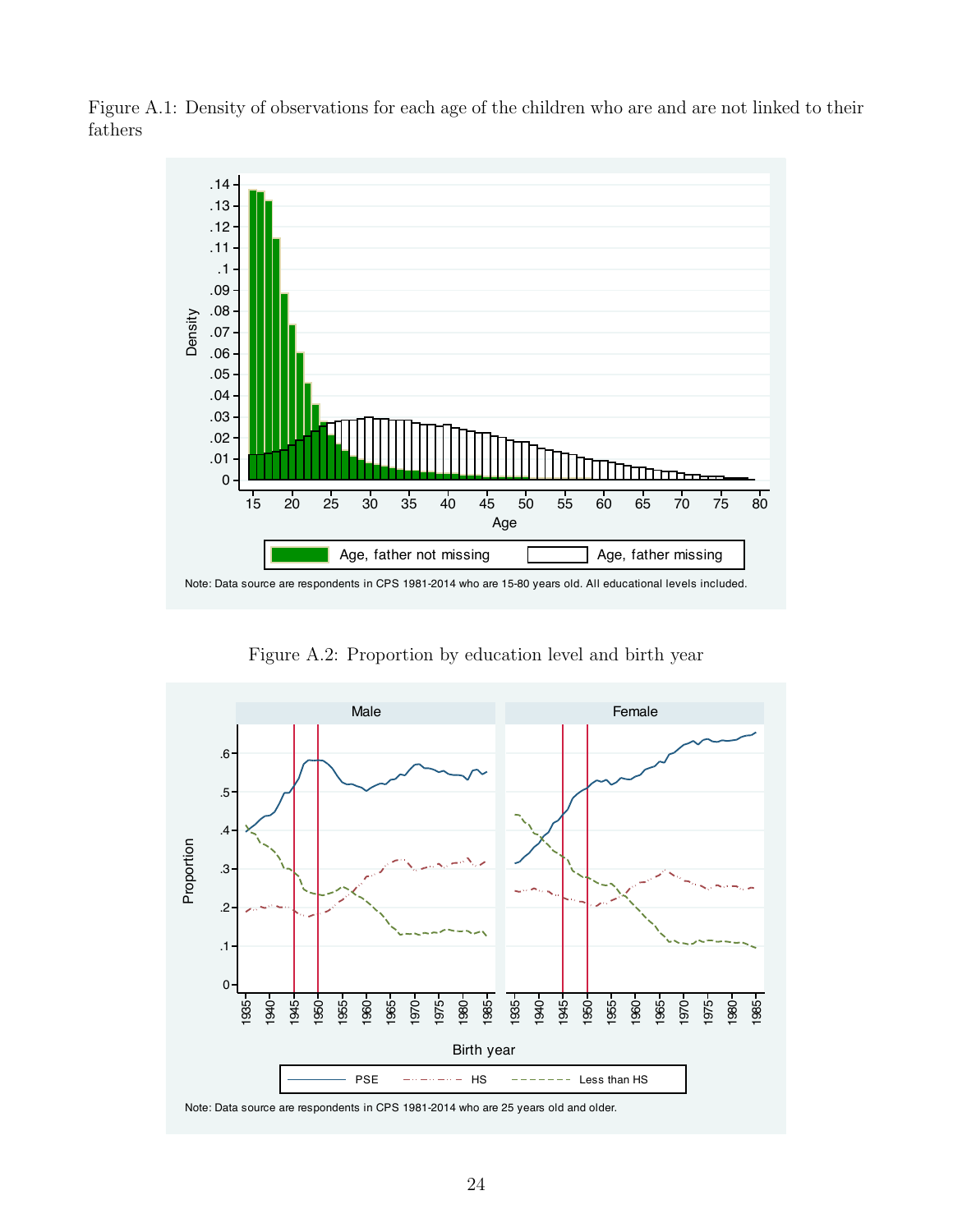Figure A.1: Density of observations for each age of the children who are and are not linked to their fathers

Note: Data source are respondents in CPS 1981-2014 who are 15-80 years old. All educational levels included.

Figure A.2: Proportion by education level and birth year

Note: Data source are respondents in CPS 1981-2014 who are 25 years old and older.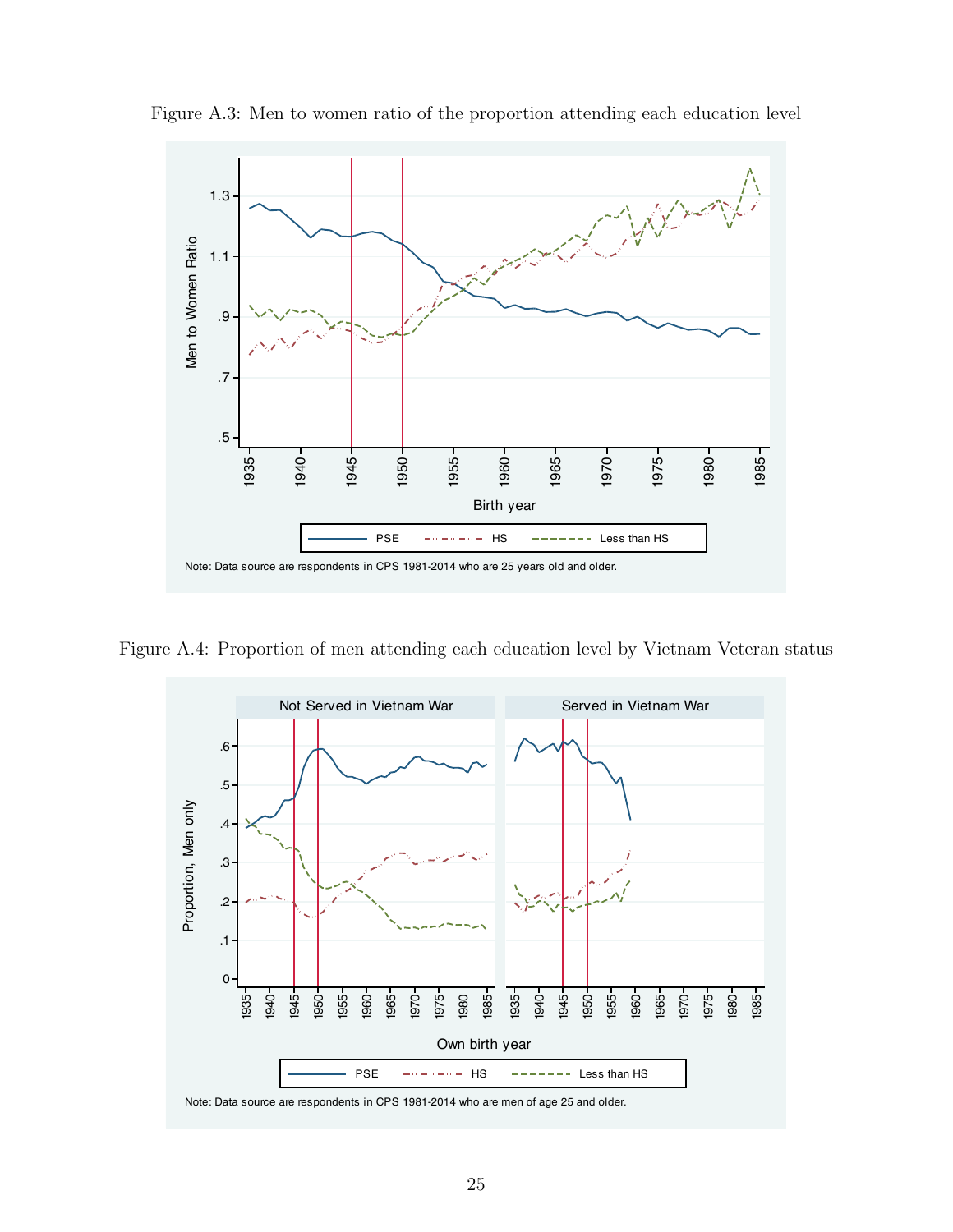Figure A.3: Men to women ratio of the proportion attending each education level

Note: Data source are respondents in CPS 1981-2014 who are 25 years old and older.

Figure A.4: Proportion of men attending each education level by Vietnam Veteran status

Note: Data source are respondents in CPS 1981-2014 who are men of age 25 and older.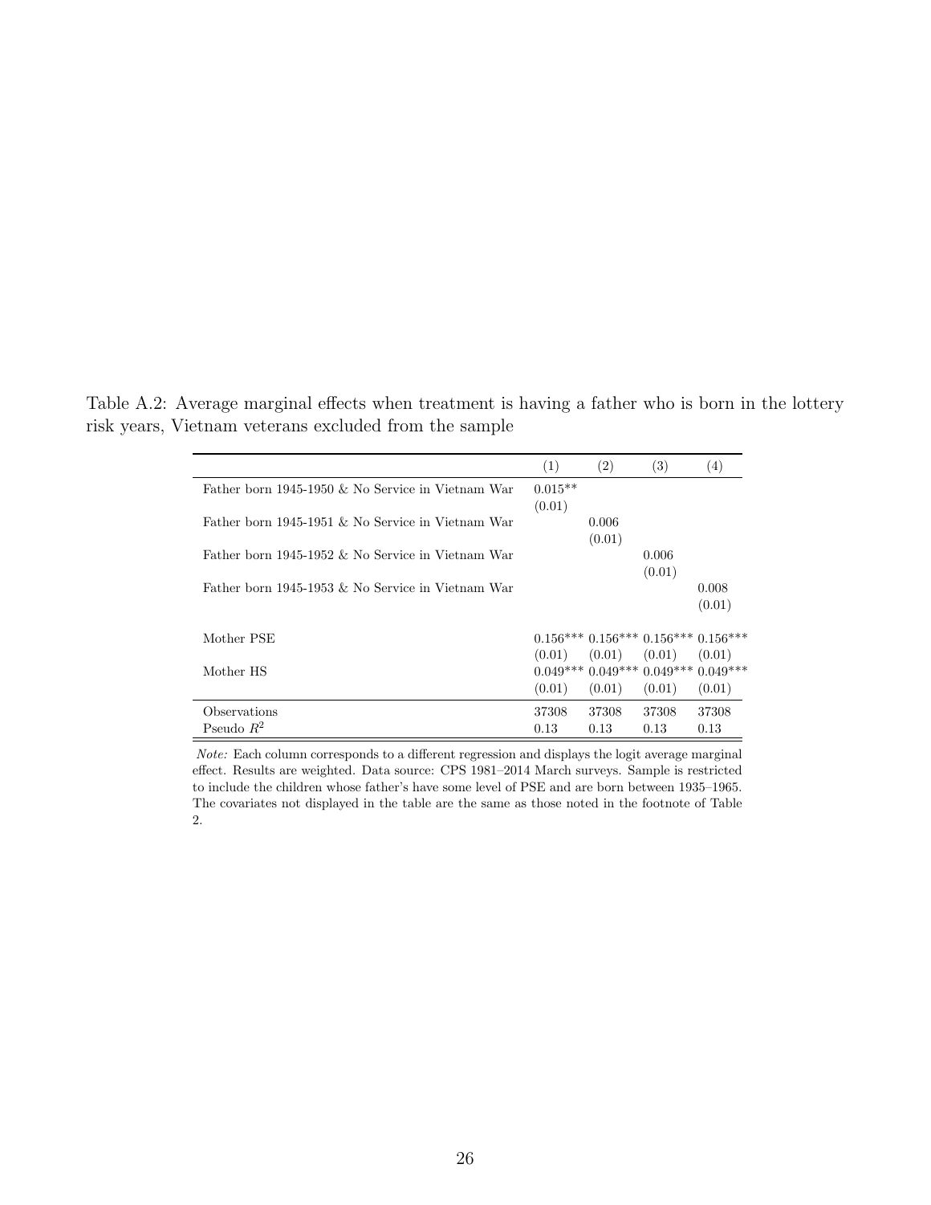Table A.2: Average marginal effects when treatment is having a father who is born in the lottery risk years, Vietnam veterans excluded from the sample

| | (1) | (2) | (3) | (4) |
|---|---|---|---|---|
| Father born 1945-1950 & No Service in Vietnam War | 0.015** | | | |
| | (0.01) | | | |
| Father born 1945-1951 & No Service in Vietnam War | | 0.006 | | |
| | | (0.01) | | |
| Father born 1945-1952 & No Service in Vietnam War | | | 0.006 | |
| | | | (0.01) | |
| Father born 1945-1953 & No Service in Vietnam War | | | | 0.008 |
| | | | | (0.01) |
| Mother PSE | 0.156*** | 0.156*** | 0.156*** | 0.156*** |
| | (0.01) | (0.01) | (0.01) | (0.01) |
| Mother HS | 0.049*** | 0.049*** | 0.049*** | 0.049*** |
| | (0.01) | (0.01) | (0.01) | (0.01) |
| Observations | 37308 | 37308 | 37308 | 37308 |
| Pseudo $R^2$ | 0.13 | 0.13 | 0.13 | 0.13 |

*Note:* Each column corresponds to a different regression and displays the logit average marginal effect. Results are weighted. Data source: CPS 1981–2014 March surveys. Sample is restricted to include the children whose father's have some level of PSE and are born between 1935–1965. The covariates not displayed in the table are the same as those noted in the footnote of Table 2.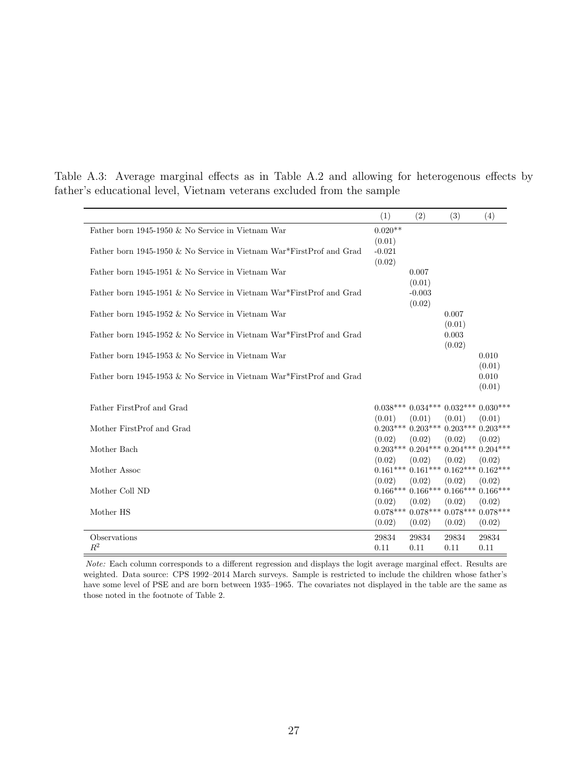Table A.3: Average marginal effects as in Table A.2 and allowing for heterogenous effects by father's educational level, Vietnam veterans excluded from the sample

| | (1) | (2) | (3) | (4) |
|---|---|---|---|---|
| Father born 1945-1950 & No Service in Vietnam War | 0.020** | | | |
| | (0.01) | | | |
| Father born 1945-1950 & No Service in Vietnam War*FirstProf and Grad | -0.021 | | | |
| | (0.02) | | | |
| Father born 1945-1951 & No Service in Vietnam War | | 0.007 | | |
| | | (0.01) | | |
| Father born 1945-1951 & No Service in Vietnam War*FirstProf and Grad | | -0.003 | | |
| | | (0.02) | | |
| Father born 1945-1952 & No Service in Vietnam War | | | 0.007 | |
| | | | (0.01) | |
| Father born 1945-1952 & No Service in Vietnam War*FirstProf and Grad | | | 0.003 | |
| | | | (0.02) | |
| Father born 1945-1953 & No Service in Vietnam War | | | | 0.010 |
| | | | | (0.01) |
| Father born 1945-1953 & No Service in Vietnam War*FirstProf and Grad | | | | 0.010 |
| | | | | (0.01) |
| Father FirstProf and Grad | 0.038*** | 0.034*** | 0.032*** | 0.030*** |
| | (0.01) | (0.01) | (0.01) | (0.01) |
| Mother FirstProf and Grad | 0.203*** | 0.203*** | 0.203*** | 0.203*** |
| | (0.02) | (0.02) | (0.02) | (0.02) |
| Mother Bach | 0.203*** | 0.204*** | 0.204*** | 0.204*** |
| | (0.02) | (0.02) | (0.02) | (0.02) |
| Mother Assoc | 0.161*** | 0.161*** | 0.162*** | 0.162*** |
| | (0.02) | (0.02) | (0.02) | (0.02) |
| Mother Coll ND | 0.166*** | 0.166*** | 0.166*** | 0.166*** |
| | (0.02) | (0.02) | (0.02) | (0.02) |
| Mother HS | 0.078*** | 0.078*** | 0.078*** | 0.078*** |
| | (0.02) | (0.02) | (0.02) | (0.02) |
| Observations | 29834 | 29834 | 29834 | 29834 |
| $R^2$ | 0.11 | 0.11 | 0.11 | 0.11 |

*Note:* Each column corresponds to a different regression and displays the logit average marginal effect. Results are weighted. Data source: CPS 1992–2014 March surveys. Sample is restricted to include the children whose father's have some level of PSE and are born between 1935–1965. The covariates not displayed in the table are the same as those noted in the footnote of Table 2.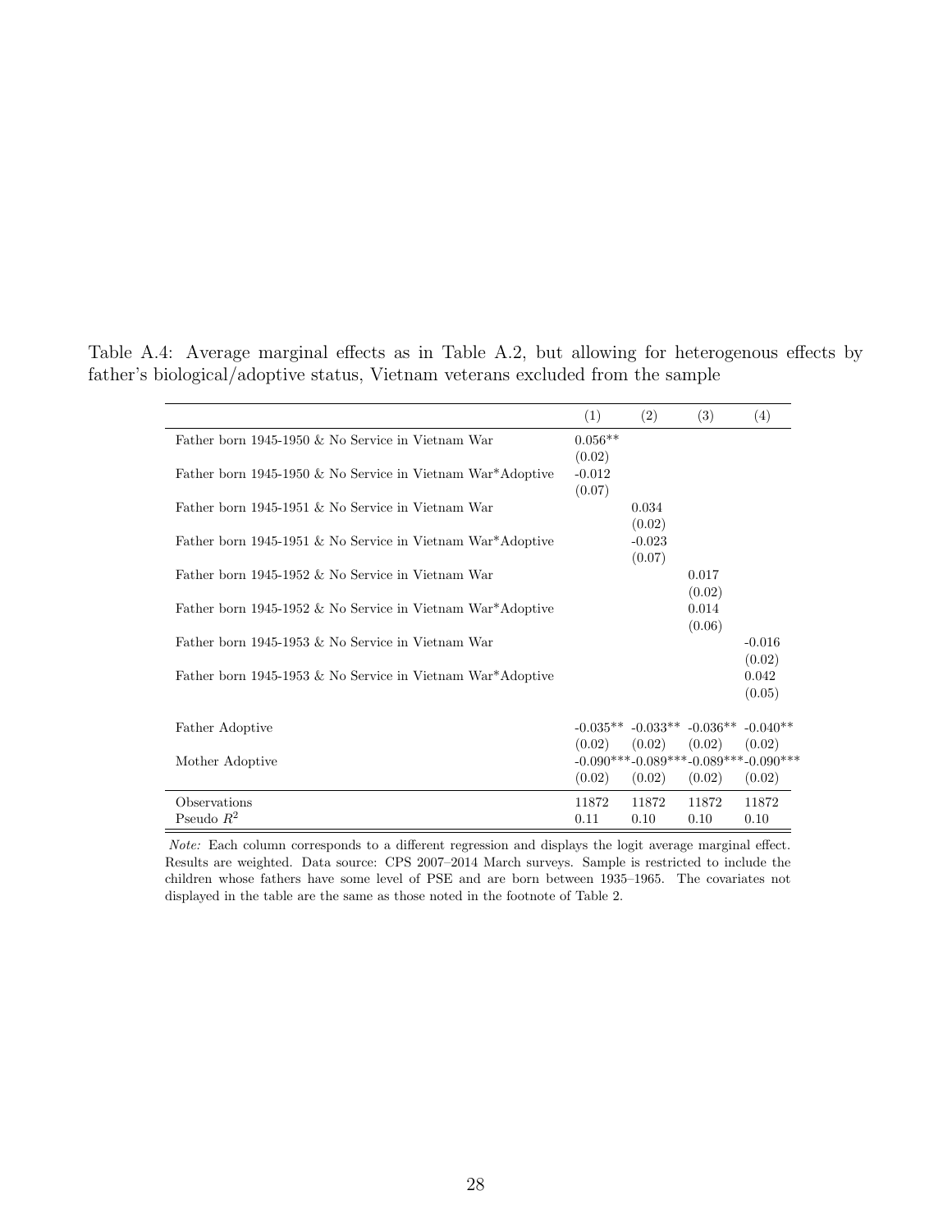Table A.4: Average marginal effects as in Table A.2, but allowing for heterogenous effects by father's biological/adoptive status, Vietnam veterans excluded from the sample

| | (1) | (2) | (3) | (4) |
|---|---|---|---|---|
| Father born 1945-1950 & No Service in Vietnam War | 0.056** | | | |
| | (0.02) | | | |
| Father born 1945-1950 & No Service in Vietnam War*Adoptive | -0.012 | | | |
| | (0.07) | | | |
| Father born 1945-1951 & No Service in Vietnam War | | 0.034 | | |
| | | (0.02) | | |
| Father born 1945-1951 & No Service in Vietnam War*Adoptive | | -0.023 | | |
| | | (0.07) | | |
| Father born 1945-1952 & No Service in Vietnam War | | | 0.017 | |
| | | | (0.02) | |
| Father born 1945-1952 & No Service in Vietnam War*Adoptive | | | 0.014 | |
| | | | (0.06) | |
| Father born 1945-1953 & No Service in Vietnam War | | | | -0.016 |
| | | | | (0.02) |
| Father born 1945-1953 & No Service in Vietnam War*Adoptive | | | | 0.042 |
| | | | | (0.05) |
| Father Adoptive | -0.035** | -0.033** | -0.036** | -0.040** |
| | (0.02) | (0.02) | (0.02) | (0.02) |
| Mother Adoptive | -0.090*** | -0.089*** | -0.089*** | -0.090*** |
| | (0.02) | (0.02) | (0.02) | (0.02) |
| Observations | 11872 | 11872 | 11872 | 11872 |
| Pseudo $R^2$ | 0.11 | 0.10 | 0.10 | 0.10 |

*Note:* Each column corresponds to a different regression and displays the logit average marginal effect. Results are weighted. Data source: CPS 2007–2014 March surveys. Sample is restricted to include the children whose fathers have some level of PSE and are born between 1935–1965. The covariates not displayed in the table are the same as those noted in the footnote of Table 2.